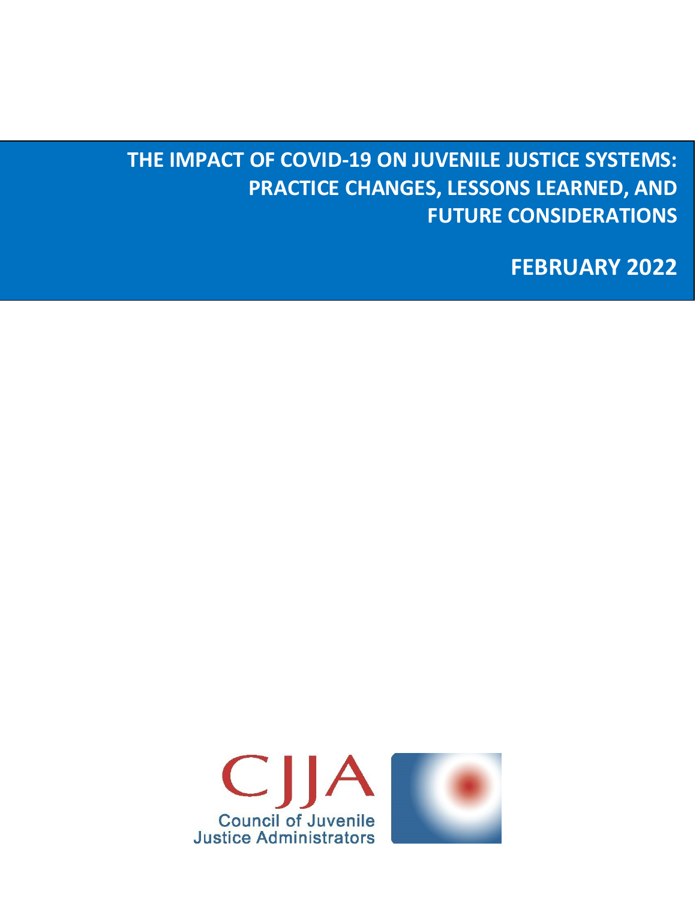# THE IMPACT OF COVID-19 ON JUVENILE JUSTICE SYSTEMS: PRACTICE CHANGES, LESSONS LEARNED, AND FUTURE CONSIDERATIONS

**FEBRUARY 2022**

CJJA
Council of Juvenile Justice Administrators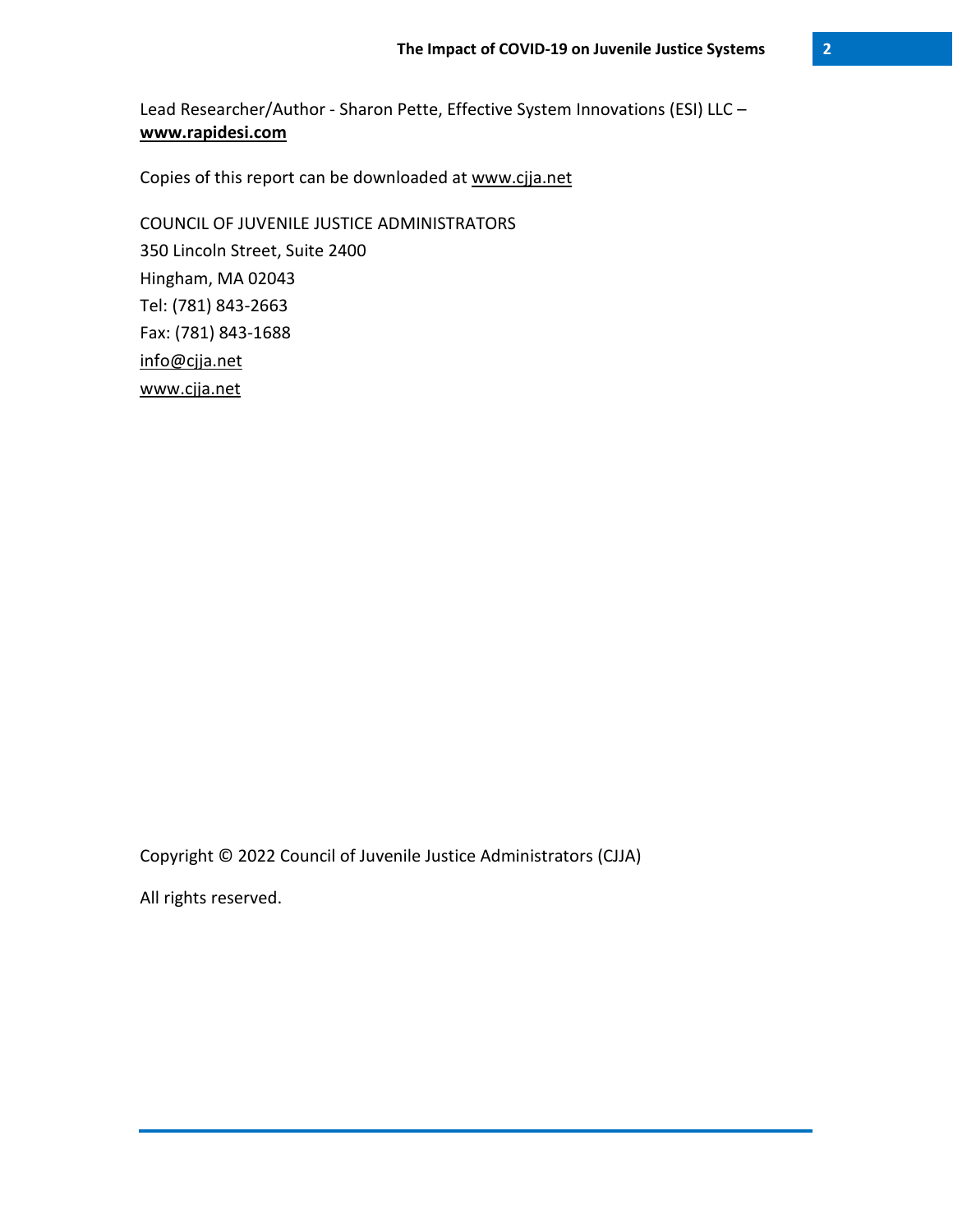Lead Researcher/Author - Sharon Pette, Effective System Innovations (ESI) LLC – **www.rapidesi.com**

Copies of this report can be downloaded at www.cjja.net

COUNCIL OF JUVENILE JUSTICE ADMINISTRATORS
350 Lincoln Street, Suite 2400
Hingham, MA 02043
Tel: (781) 843-2663
Fax: (781) 843-1688
info@cjja.net
www.cjja.net

Copyright © 2022 Council of Juvenile Justice Administrators (CJJA)

All rights reserved.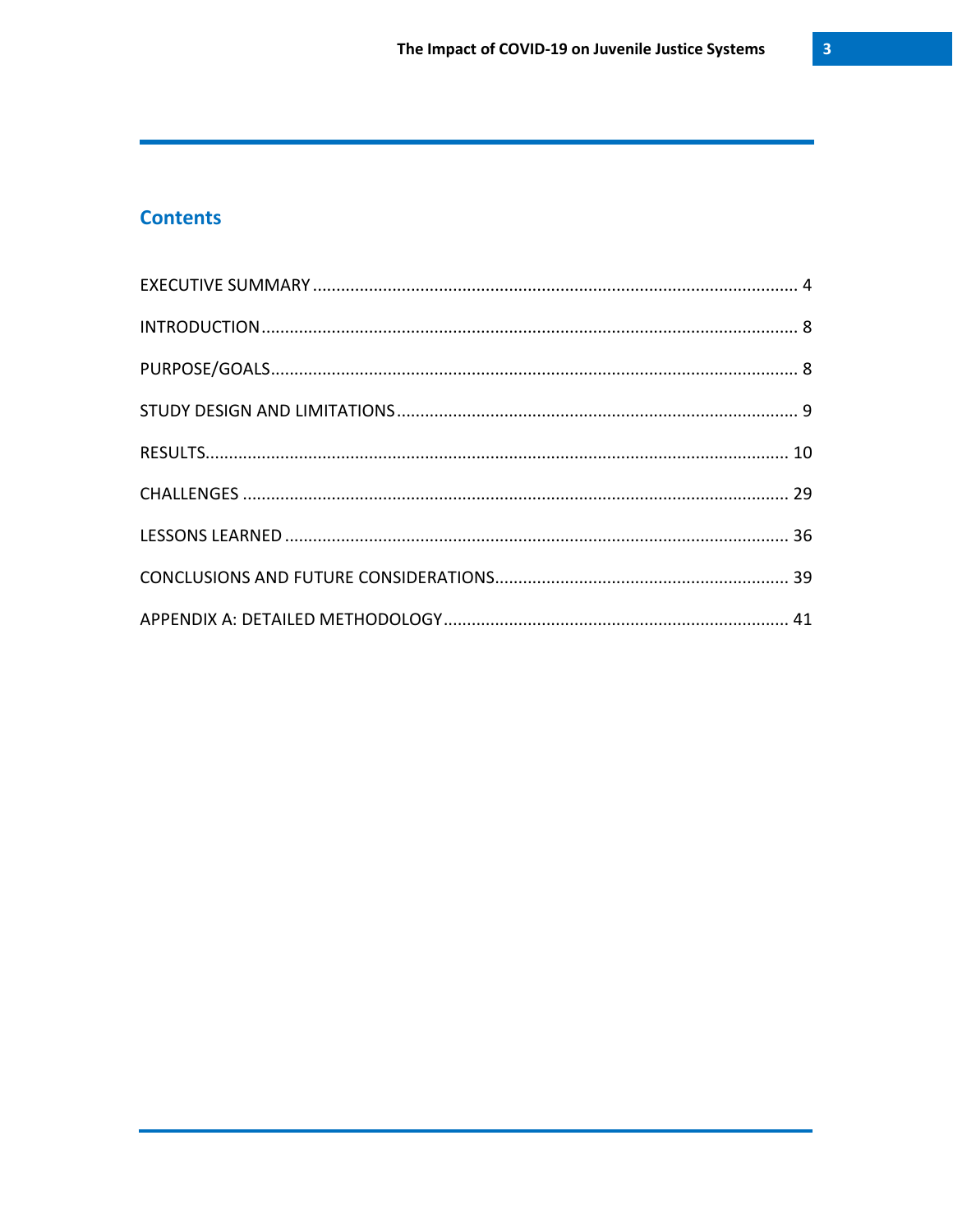## Contents

EXECUTIVE SUMMARY ........................................................................................................ 4

INTRODUCTION ................................................................................................................. 8

PURPOSE/GOALS ................................................................................................................ 8

STUDY DESIGN AND LIMITATIONS ..................................................................................... 9

RESULTS ........................................................................................................................... 10

CHALLENGES .................................................................................................................... 29

LESSONS LEARNED ........................................................................................................... 36

CONCLUSIONS AND FUTURE CONSIDERATIONS .............................................................. 39

APPENDIX A: DETAILED METHODOLOGY ......................................................................... 41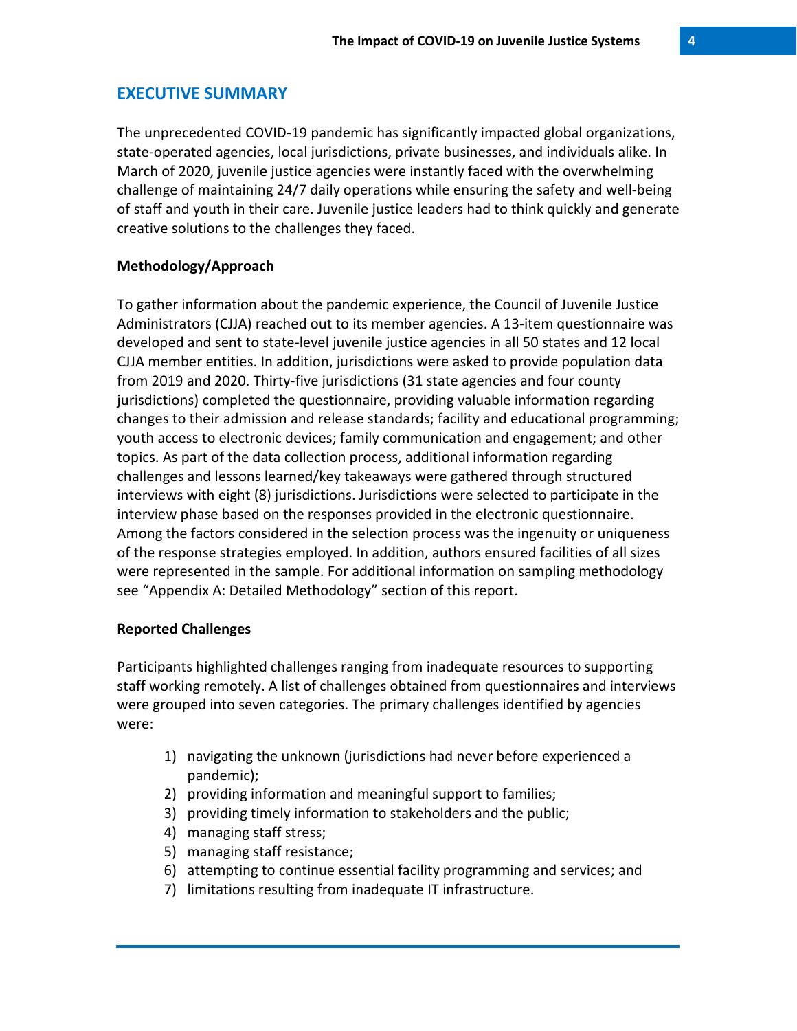## EXECUTIVE SUMMARY

The unprecedented COVID-19 pandemic has significantly impacted global organizations, state-operated agencies, local jurisdictions, private businesses, and individuals alike. In March of 2020, juvenile justice agencies were instantly faced with the overwhelming challenge of maintaining 24/7 daily operations while ensuring the safety and well-being of staff and youth in their care. Juvenile justice leaders had to think quickly and generate creative solutions to the challenges they faced.

**Methodology/Approach**

To gather information about the pandemic experience, the Council of Juvenile Justice Administrators (CJJA) reached out to its member agencies. A 13-item questionnaire was developed and sent to state-level juvenile justice agencies in all 50 states and 12 local CJJA member entities. In addition, jurisdictions were asked to provide population data from 2019 and 2020. Thirty-five jurisdictions (31 state agencies and four county jurisdictions) completed the questionnaire, providing valuable information regarding changes to their admission and release standards; facility and educational programming; youth access to electronic devices; family communication and engagement; and other topics. As part of the data collection process, additional information regarding challenges and lessons learned/key takeaways were gathered through structured interviews with eight (8) jurisdictions. Jurisdictions were selected to participate in the interview phase based on the responses provided in the electronic questionnaire. Among the factors considered in the selection process was the ingenuity or uniqueness of the response strategies employed. In addition, authors ensured facilities of all sizes were represented in the sample. For additional information on sampling methodology see "Appendix A: Detailed Methodology" section of this report.

**Reported Challenges**

Participants highlighted challenges ranging from inadequate resources to supporting staff working remotely. A list of challenges obtained from questionnaires and interviews were grouped into seven categories. The primary challenges identified by agencies were:

1) navigating the unknown (jurisdictions had never before experienced a pandemic);
2) providing information and meaningful support to families;
3) providing timely information to stakeholders and the public;
4) managing staff stress;
5) managing staff resistance;
6) attempting to continue essential facility programming and services; and
7) limitations resulting from inadequate IT infrastructure.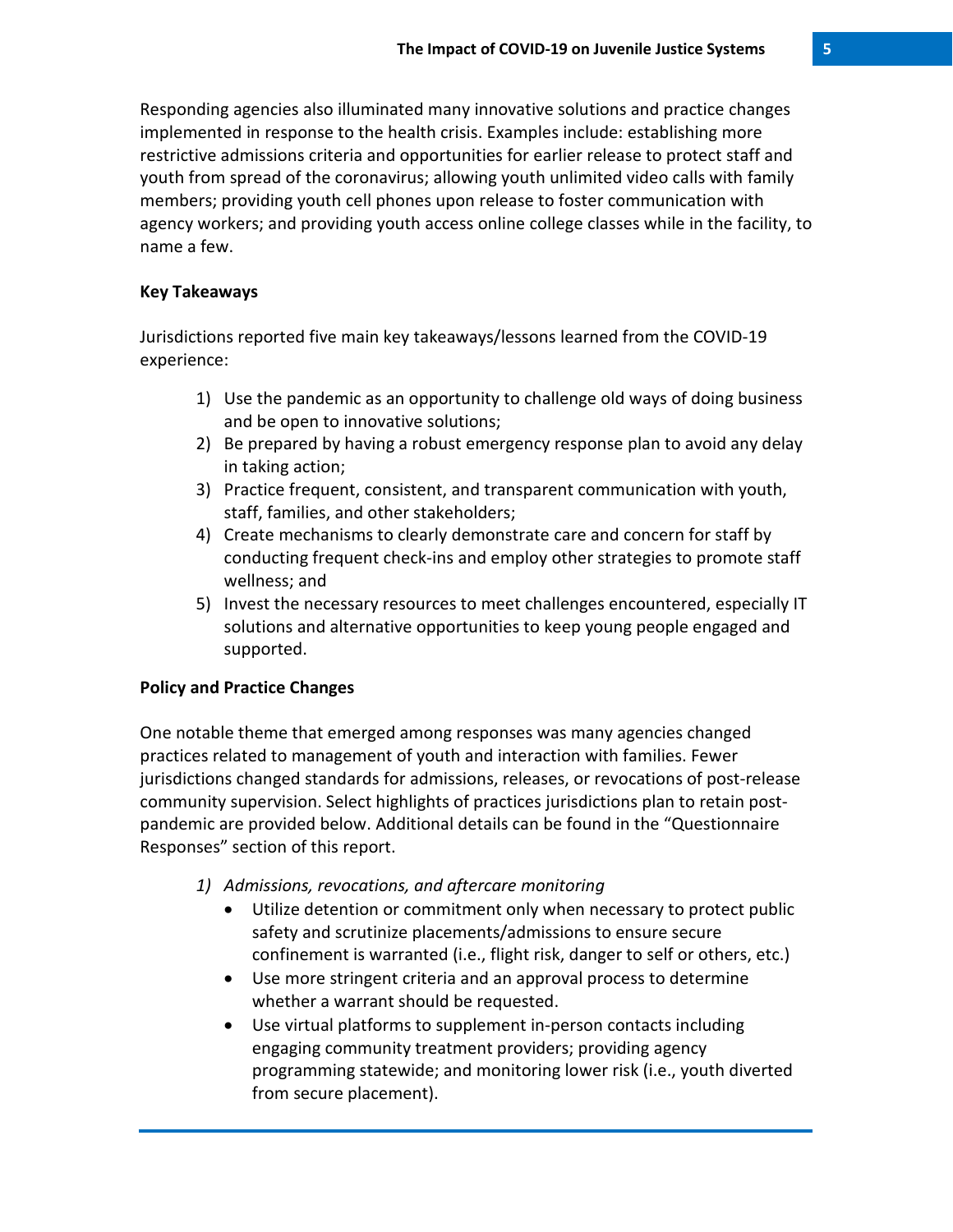Responding agencies also illuminated many innovative solutions and practice changes implemented in response to the health crisis. Examples include: establishing more restrictive admissions criteria and opportunities for earlier release to protect staff and youth from spread of the coronavirus; allowing youth unlimited video calls with family members; providing youth cell phones upon release to foster communication with agency workers; and providing youth access online college classes while in the facility, to name a few.

### Key Takeaways

Jurisdictions reported five main key takeaways/lessons learned from the COVID-19 experience:

1) Use the pandemic as an opportunity to challenge old ways of doing business and be open to innovative solutions;
2) Be prepared by having a robust emergency response plan to avoid any delay in taking action;
3) Practice frequent, consistent, and transparent communication with youth, staff, families, and other stakeholders;
4) Create mechanisms to clearly demonstrate care and concern for staff by conducting frequent check-ins and employ other strategies to promote staff wellness; and
5) Invest the necessary resources to meet challenges encountered, especially IT solutions and alternative opportunities to keep young people engaged and supported.

### Policy and Practice Changes

One notable theme that emerged among responses was many agencies changed practices related to management of youth and interaction with families. Fewer jurisdictions changed standards for admissions, releases, or revocations of post-release community supervision. Select highlights of practices jurisdictions plan to retain post-pandemic are provided below. Additional details can be found in the "Questionnaire Responses" section of this report.

1) *Admissions, revocations, and aftercare monitoring*
   - Utilize detention or commitment only when necessary to protect public safety and scrutinize placements/admissions to ensure secure confinement is warranted (i.e., flight risk, danger to self or others, etc.)
   - Use more stringent criteria and an approval process to determine whether a warrant should be requested.
   - Use virtual platforms to supplement in-person contacts including engaging community treatment providers; providing agency programming statewide; and monitoring lower risk (i.e., youth diverted from secure placement).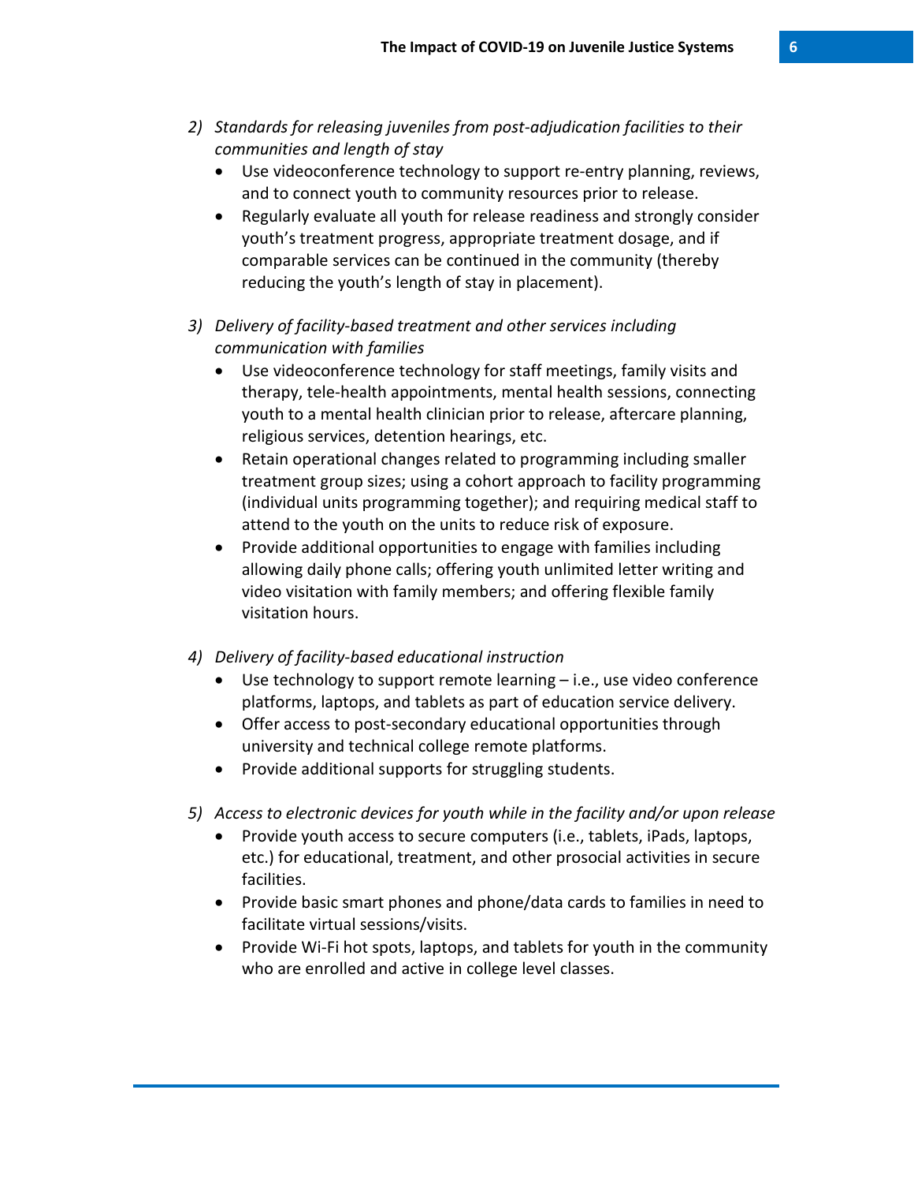2) *Standards for releasing juveniles from post-adjudication facilities to their communities and length of stay*
    - Use videoconference technology to support re-entry planning, reviews, and to connect youth to community resources prior to release.
    - Regularly evaluate all youth for release readiness and strongly consider youth's treatment progress, appropriate treatment dosage, and if comparable services can be continued in the community (thereby reducing the youth's length of stay in placement).

3) *Delivery of facility-based treatment and other services including communication with families*
    - Use videoconference technology for staff meetings, family visits and therapy, tele-health appointments, mental health sessions, connecting youth to a mental health clinician prior to release, aftercare planning, religious services, detention hearings, etc.
    - Retain operational changes related to programming including smaller treatment group sizes; using a cohort approach to facility programming (individual units programming together); and requiring medical staff to attend to the youth on the units to reduce risk of exposure.
    - Provide additional opportunities to engage with families including allowing daily phone calls; offering youth unlimited letter writing and video visitation with family members; and offering flexible family visitation hours.

4) *Delivery of facility-based educational instruction*
    - Use technology to support remote learning – i.e., use video conference platforms, laptops, and tablets as part of education service delivery.
    - Offer access to post-secondary educational opportunities through university and technical college remote platforms.
    - Provide additional supports for struggling students.

5) *Access to electronic devices for youth while in the facility and/or upon release*
    - Provide youth access to secure computers (i.e., tablets, iPads, laptops, etc.) for educational, treatment, and other prosocial activities in secure facilities.
    - Provide basic smart phones and phone/data cards to families in need to facilitate virtual sessions/visits.
    - Provide Wi-Fi hot spots, laptops, and tablets for youth in the community who are enrolled and active in college level classes.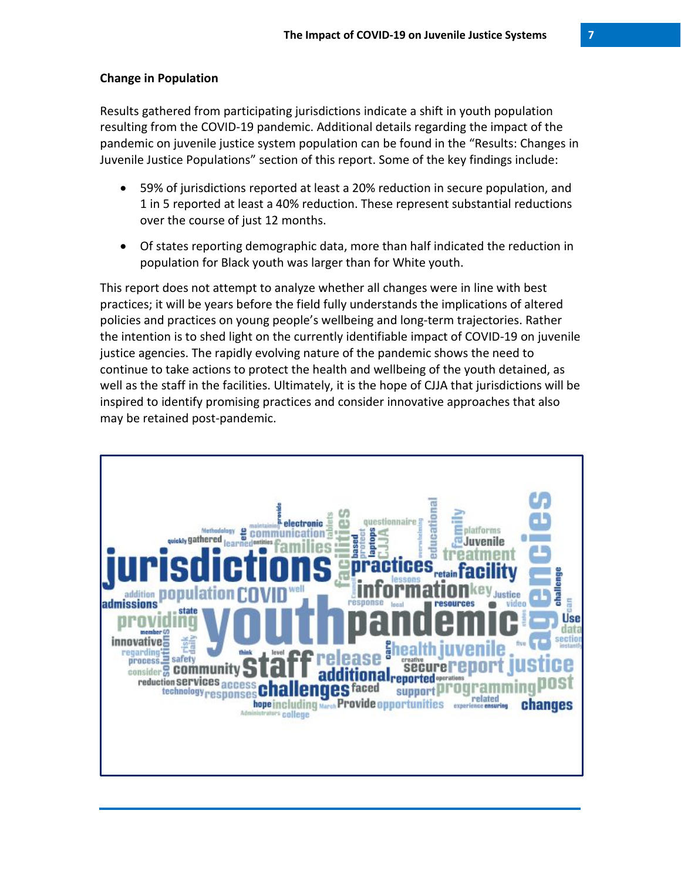### Change in Population

Results gathered from participating jurisdictions indicate a shift in youth population resulting from the COVID-19 pandemic. Additional details regarding the impact of the pandemic on juvenile justice system population can be found in the "Results: Changes in Juvenile Justice Populations" section of this report. Some of the key findings include:

- 59% of jurisdictions reported at least a 20% reduction in secure population, and 1 in 5 reported at least a 40% reduction. These represent substantial reductions over the course of just 12 months.
- Of states reporting demographic data, more than half indicated the reduction in population for Black youth was larger than for White youth.

This report does not attempt to analyze whether all changes were in line with best practices; it will be years before the field fully understands the implications of altered policies and practices on young people's wellbeing and long-term trajectories. Rather the intention is to shed light on the currently identifiable impact of COVID-19 on juvenile justice agencies. The rapidly evolving nature of the pandemic shows the need to continue to take actions to protect the health and wellbeing of the youth detained, as well as the staff in the facilities. Ultimately, it is the hope of CJJA that jurisdictions will be inspired to identify promising practices and consider innovative approaches that also may be retained post-pandemic.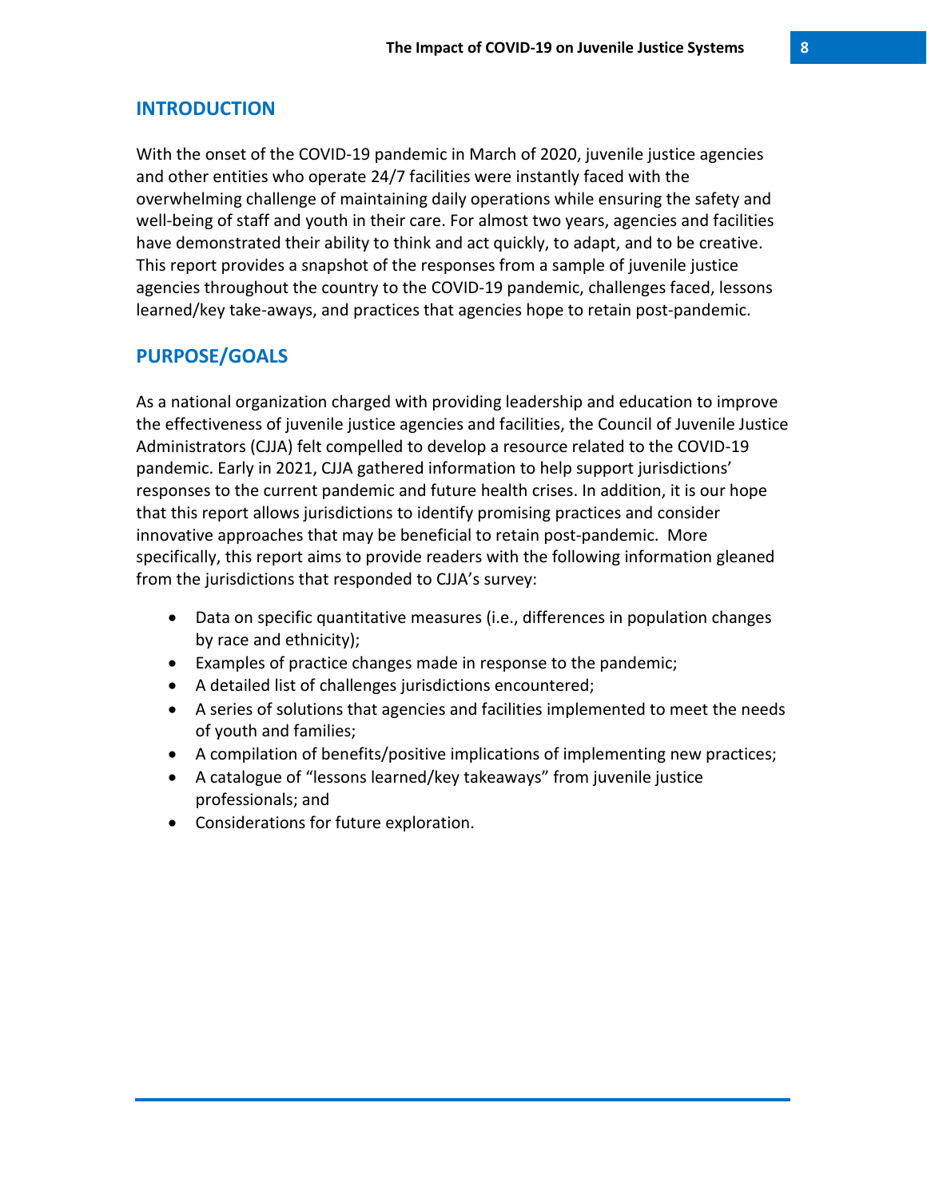## INTRODUCTION

With the onset of the COVID-19 pandemic in March of 2020, juvenile justice agencies and other entities who operate 24/7 facilities were instantly faced with the overwhelming challenge of maintaining daily operations while ensuring the safety and well-being of staff and youth in their care. For almost two years, agencies and facilities have demonstrated their ability to think and act quickly, to adapt, and to be creative. This report provides a snapshot of the responses from a sample of juvenile justice agencies throughout the country to the COVID-19 pandemic, challenges faced, lessons learned/key take-aways, and practices that agencies hope to retain post-pandemic.

## PURPOSE/GOALS

As a national organization charged with providing leadership and education to improve the effectiveness of juvenile justice agencies and facilities, the Council of Juvenile Justice Administrators (CJJA) felt compelled to develop a resource related to the COVID-19 pandemic. Early in 2021, CJJA gathered information to help support jurisdictions' responses to the current pandemic and future health crises. In addition, it is our hope that this report allows jurisdictions to identify promising practices and consider innovative approaches that may be beneficial to retain post-pandemic. More specifically, this report aims to provide readers with the following information gleaned from the jurisdictions that responded to CJJA's survey:

- Data on specific quantitative measures (i.e., differences in population changes by race and ethnicity);
- Examples of practice changes made in response to the pandemic;
- A detailed list of challenges jurisdictions encountered;
- A series of solutions that agencies and facilities implemented to meet the needs of youth and families;
- A compilation of benefits/positive implications of implementing new practices;
- A catalogue of "lessons learned/key takeaways" from juvenile justice professionals; and
- Considerations for future exploration.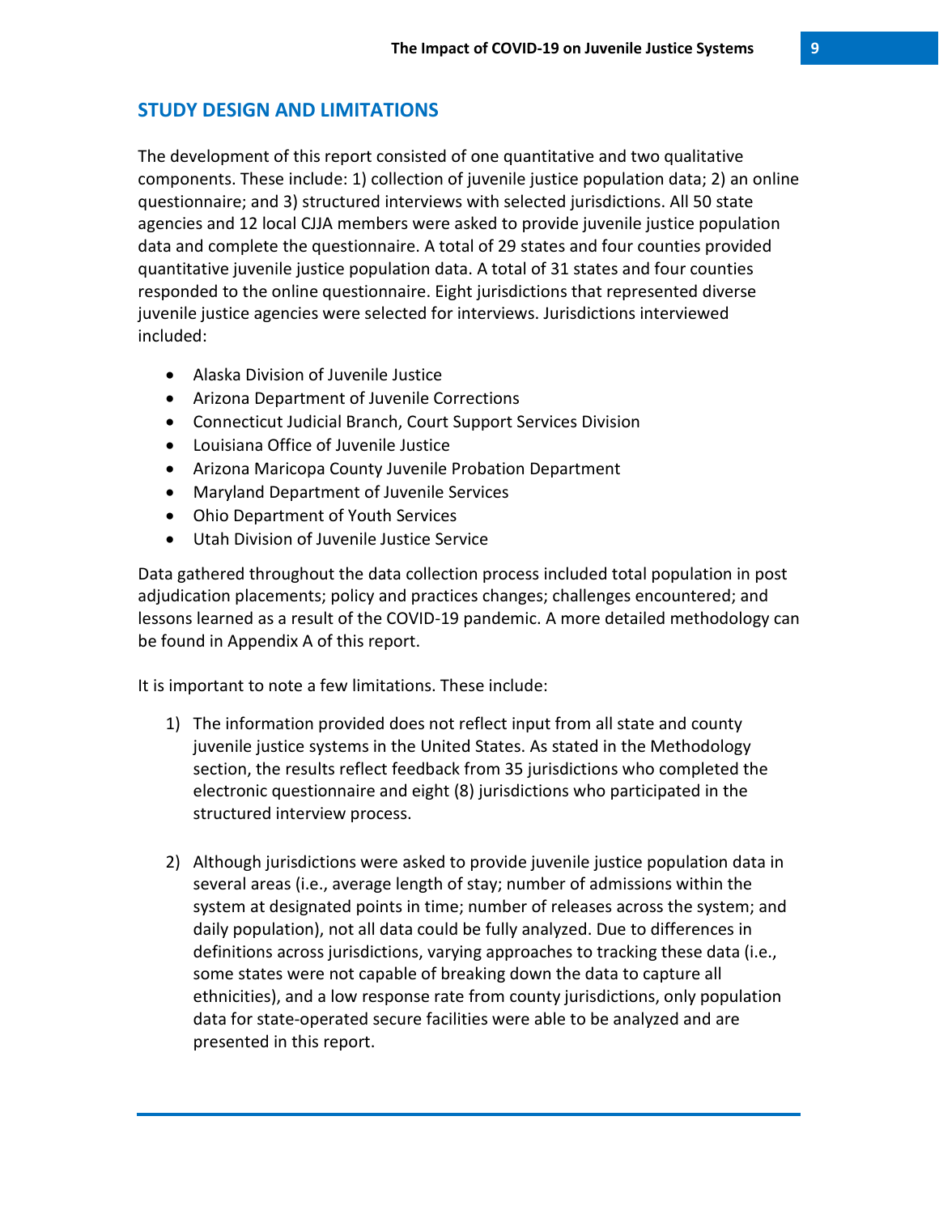## STUDY DESIGN AND LIMITATIONS

The development of this report consisted of one quantitative and two qualitative components. These include: 1) collection of juvenile justice population data; 2) an online questionnaire; and 3) structured interviews with selected jurisdictions. All 50 state agencies and 12 local CJJA members were asked to provide juvenile justice population data and complete the questionnaire. A total of 29 states and four counties provided quantitative juvenile justice population data. A total of 31 states and four counties responded to the online questionnaire. Eight jurisdictions that represented diverse juvenile justice agencies were selected for interviews. Jurisdictions interviewed included:

- Alaska Division of Juvenile Justice
- Arizona Department of Juvenile Corrections
- Connecticut Judicial Branch, Court Support Services Division
- Louisiana Office of Juvenile Justice
- Arizona Maricopa County Juvenile Probation Department
- Maryland Department of Juvenile Services
- Ohio Department of Youth Services
- Utah Division of Juvenile Justice Service

Data gathered throughout the data collection process included total population in post adjudication placements; policy and practices changes; challenges encountered; and lessons learned as a result of the COVID-19 pandemic. A more detailed methodology can be found in Appendix A of this report.

It is important to note a few limitations. These include:

1) The information provided does not reflect input from all state and county juvenile justice systems in the United States. As stated in the Methodology section, the results reflect feedback from 35 jurisdictions who completed the electronic questionnaire and eight (8) jurisdictions who participated in the structured interview process.

2) Although jurisdictions were asked to provide juvenile justice population data in several areas (i.e., average length of stay; number of admissions within the system at designated points in time; number of releases across the system; and daily population), not all data could be fully analyzed. Due to differences in definitions across jurisdictions, varying approaches to tracking these data (i.e., some states were not capable of breaking down the data to capture all ethnicities), and a low response rate from county jurisdictions, only population data for state-operated secure facilities were able to be analyzed and are presented in this report.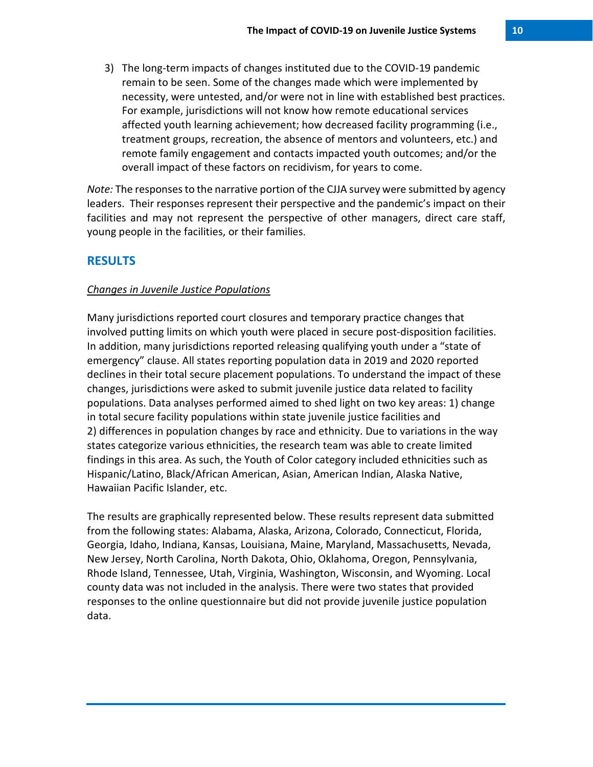3) The long-term impacts of changes instituted due to the COVID-19 pandemic remain to be seen. Some of the changes made which were implemented by necessity, were untested, and/or were not in line with established best practices. For example, jurisdictions will not know how remote educational services affected youth learning achievement; how decreased facility programming (i.e., treatment groups, recreation, the absence of mentors and volunteers, etc.) and remote family engagement and contacts impacted youth outcomes; and/or the overall impact of these factors on recidivism, for years to come.

*Note:* The responses to the narrative portion of the CJJA survey were submitted by agency leaders. Their responses represent their perspective and the pandemic's impact on their facilities and may not represent the perspective of other managers, direct care staff, young people in the facilities, or their families.

## RESULTS

*Changes in Juvenile Justice Populations*

Many jurisdictions reported court closures and temporary practice changes that involved putting limits on which youth were placed in secure post-disposition facilities. In addition, many jurisdictions reported releasing qualifying youth under a "state of emergency" clause. All states reporting population data in 2019 and 2020 reported declines in their total secure placement populations. To understand the impact of these changes, jurisdictions were asked to submit juvenile justice data related to facility populations. Data analyses performed aimed to shed light on two key areas: 1) change in total secure facility populations within state juvenile justice facilities and 2) differences in population changes by race and ethnicity. Due to variations in the way states categorize various ethnicities, the research team was able to create limited findings in this area. As such, the Youth of Color category included ethnicities such as Hispanic/Latino, Black/African American, Asian, American Indian, Alaska Native, Hawaiian Pacific Islander, etc.

The results are graphically represented below. These results represent data submitted from the following states: Alabama, Alaska, Arizona, Colorado, Connecticut, Florida, Georgia, Idaho, Indiana, Kansas, Louisiana, Maine, Maryland, Massachusetts, Nevada, New Jersey, North Carolina, North Dakota, Ohio, Oklahoma, Oregon, Pennsylvania, Rhode Island, Tennessee, Utah, Virginia, Washington, Wisconsin, and Wyoming. Local county data was not included in the analysis. There were two states that provided responses to the online questionnaire but did not provide juvenile justice population data.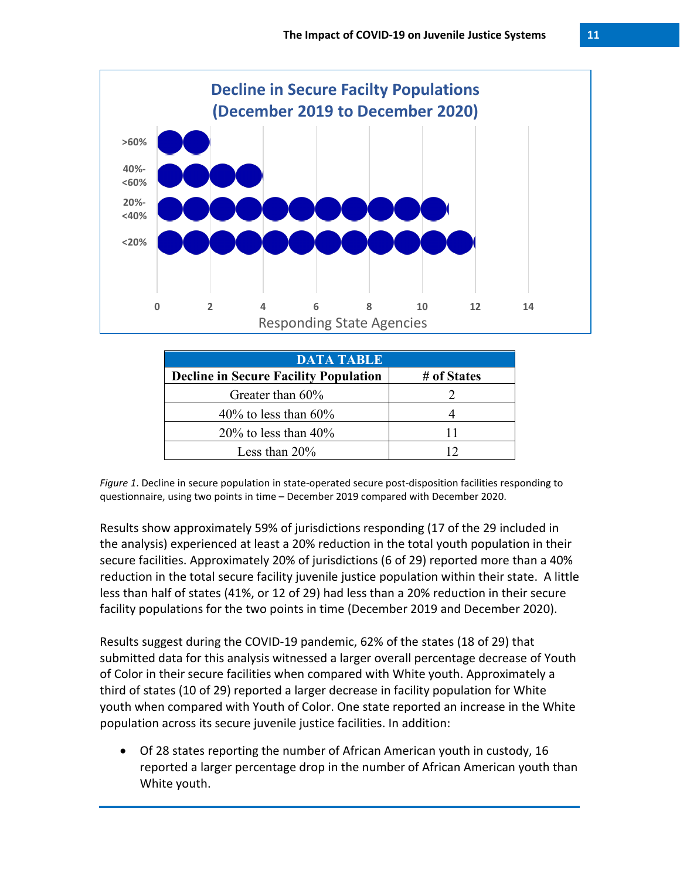## Decline in Secure Facilty Populations (December 2019 to December 2020)

| DATA TABLE | |
|---|---|
| **Decline in Secure Facility Population** | **# of States** |
| Greater than 60% | 2 |
| 40% to less than 60% | 4 |
| 20% to less than 40% | 11 |
| Less than 20% | 12 |

*Figure 1*. Decline in secure population in state-operated secure post-disposition facilities responding to questionnaire, using two points in time – December 2019 compared with December 2020.

Results show approximately 59% of jurisdictions responding (17 of the 29 included in the analysis) experienced at least a 20% reduction in the total youth population in their secure facilities. Approximately 20% of jurisdictions (6 of 29) reported more than a 40% reduction in the total secure facility juvenile justice population within their state. A little less than half of states (41%, or 12 of 29) had less than a 20% reduction in their secure facility populations for the two points in time (December 2019 and December 2020).

Results suggest during the COVID-19 pandemic, 62% of the states (18 of 29) that submitted data for this analysis witnessed a larger overall percentage decrease of Youth of Color in their secure facilities when compared with White youth. Approximately a third of states (10 of 29) reported a larger decrease in facility population for White youth when compared with Youth of Color. One state reported an increase in the White population across its secure juvenile justice facilities. In addition:

- Of 28 states reporting the number of African American youth in custody, 16 reported a larger percentage drop in the number of African American youth than White youth.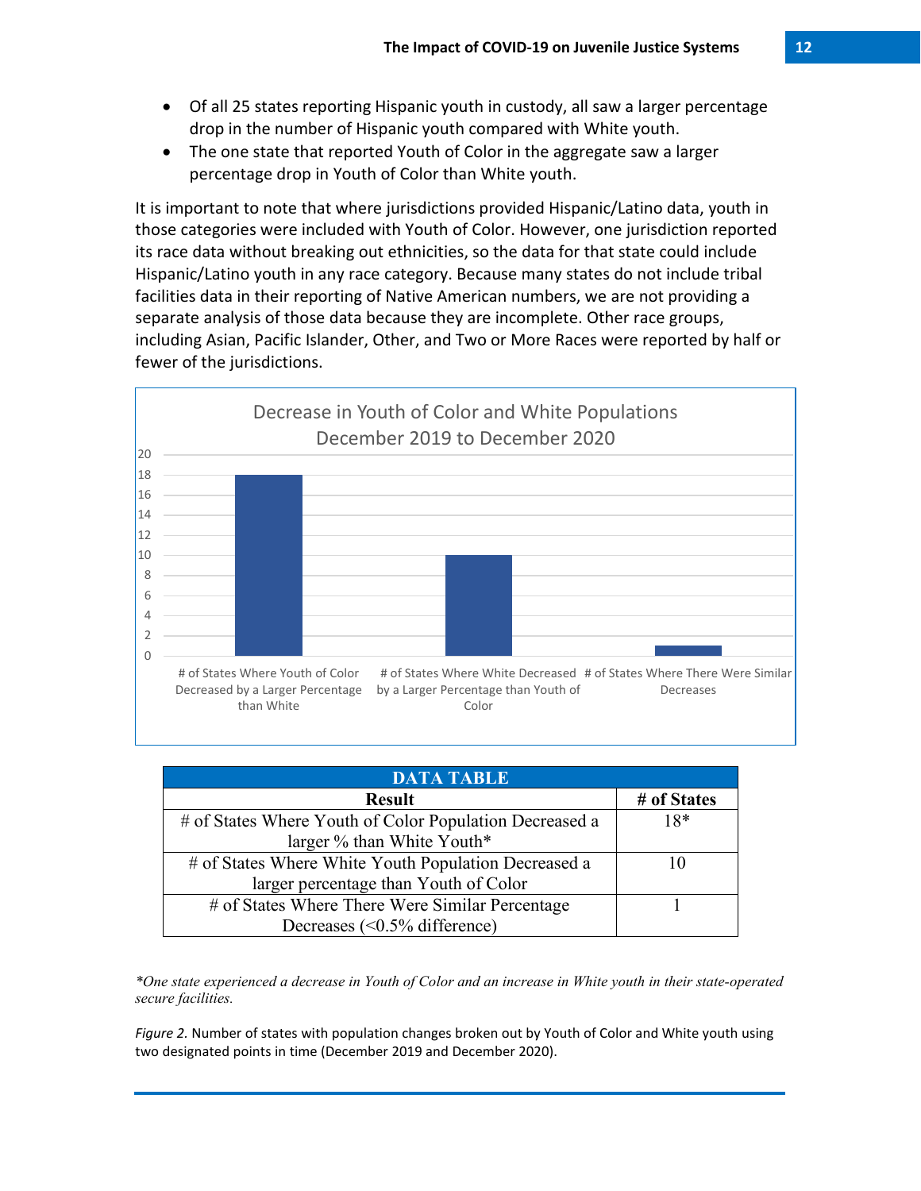- Of all 25 states reporting Hispanic youth in custody, all saw a larger percentage drop in the number of Hispanic youth compared with White youth.
- The one state that reported Youth of Color in the aggregate saw a larger percentage drop in Youth of Color than White youth.

It is important to note that where jurisdictions provided Hispanic/Latino data, youth in those categories were included with Youth of Color. However, one jurisdiction reported its race data without breaking out ethnicities, so the data for that state could include Hispanic/Latino youth in any race category. Because many states do not include tribal facilities data in their reporting of Native American numbers, we are not providing a separate analysis of those data because they are incomplete. Other race groups, including Asian, Pacific Islander, Other, and Two or More Races were reported by half or fewer of the jurisdictions.

Decrease in Youth of Color and White Populations December 2019 to December 2020

| DATA TABLE | |
|---|---|
| **Result** | **# of States** |
| # of States Where Youth of Color Population Decreased a larger % than White Youth* | 18* |
| # of States Where White Youth Population Decreased a larger percentage than Youth of Color | 10 |
| # of States Where There Were Similar Percentage Decreases (<0.5% difference) | 1 |

*\*One state experienced a decrease in Youth of Color and an increase in White youth in their state-operated secure facilities.*

*Figure 2.* Number of states with population changes broken out by Youth of Color and White youth using two designated points in time (December 2019 and December 2020).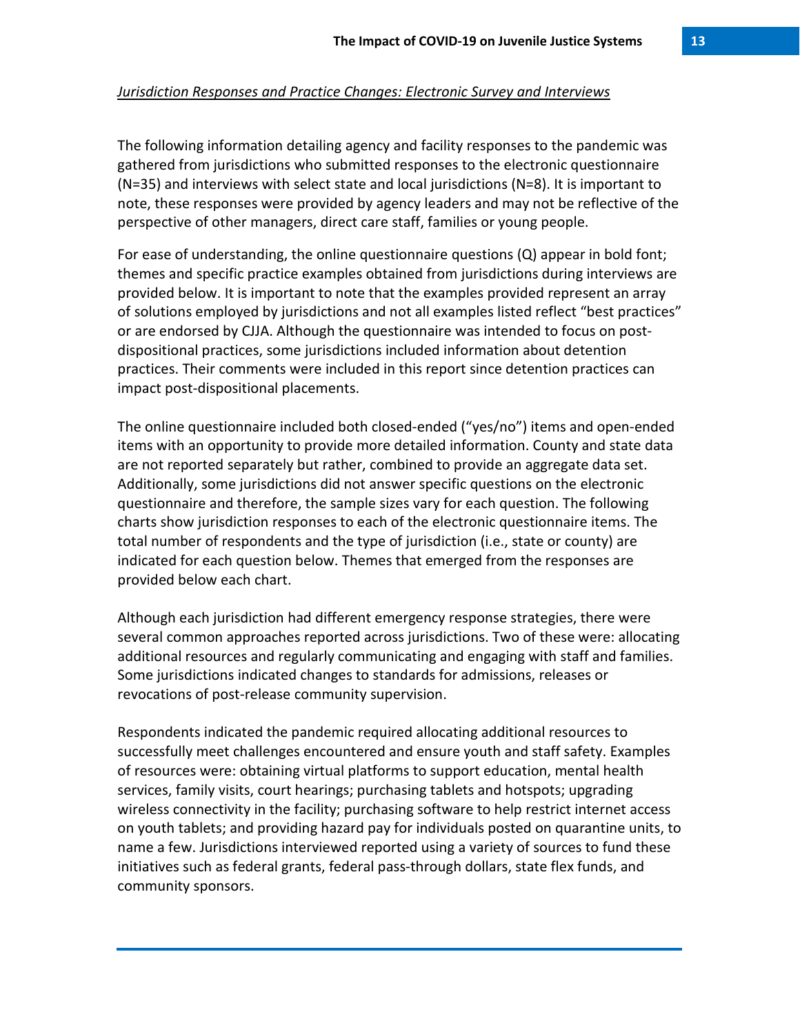*Jurisdiction Responses and Practice Changes: Electronic Survey and Interviews*

The following information detailing agency and facility responses to the pandemic was gathered from jurisdictions who submitted responses to the electronic questionnaire (N=35) and interviews with select state and local jurisdictions (N=8). It is important to note, these responses were provided by agency leaders and may not be reflective of the perspective of other managers, direct care staff, families or young people.

For ease of understanding, the online questionnaire questions (Q) appear in bold font; themes and specific practice examples obtained from jurisdictions during interviews are provided below. It is important to note that the examples provided represent an array of solutions employed by jurisdictions and not all examples listed reflect "best practices" or are endorsed by CJJA. Although the questionnaire was intended to focus on post-dispositional practices, some jurisdictions included information about detention practices. Their comments were included in this report since detention practices can impact post-dispositional placements.

The online questionnaire included both closed-ended ("yes/no") items and open-ended items with an opportunity to provide more detailed information. County and state data are not reported separately but rather, combined to provide an aggregate data set. Additionally, some jurisdictions did not answer specific questions on the electronic questionnaire and therefore, the sample sizes vary for each question. The following charts show jurisdiction responses to each of the electronic questionnaire items. The total number of respondents and the type of jurisdiction (i.e., state or county) are indicated for each question below. Themes that emerged from the responses are provided below each chart.

Although each jurisdiction had different emergency response strategies, there were several common approaches reported across jurisdictions. Two of these were: allocating additional resources and regularly communicating and engaging with staff and families. Some jurisdictions indicated changes to standards for admissions, releases or revocations of post-release community supervision.

Respondents indicated the pandemic required allocating additional resources to successfully meet challenges encountered and ensure youth and staff safety. Examples of resources were: obtaining virtual platforms to support education, mental health services, family visits, court hearings; purchasing tablets and hotspots; upgrading wireless connectivity in the facility; purchasing software to help restrict internet access on youth tablets; and providing hazard pay for individuals posted on quarantine units, to name a few. Jurisdictions interviewed reported using a variety of sources to fund these initiatives such as federal grants, federal pass-through dollars, state flex funds, and community sponsors.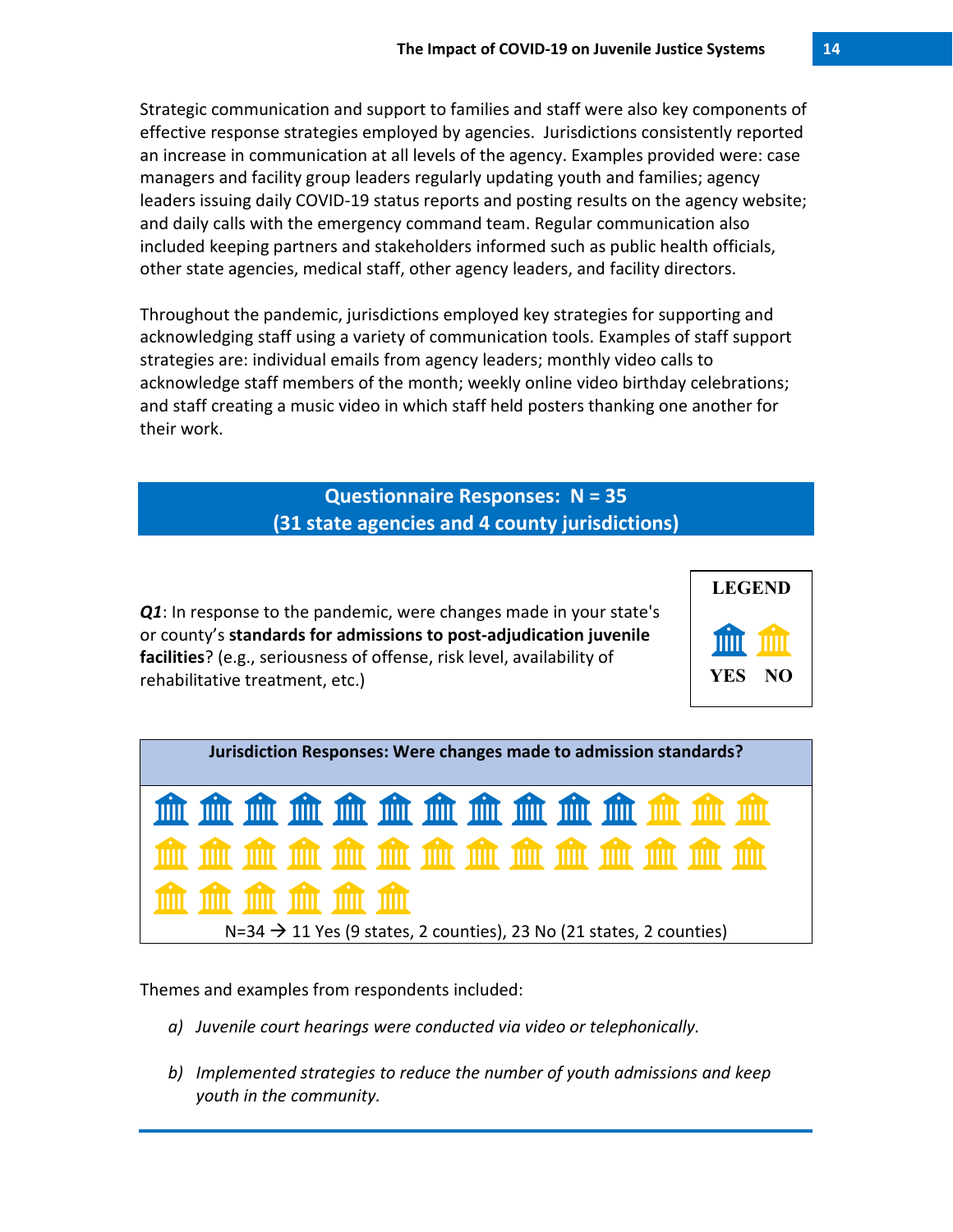Strategic communication and support to families and staff were also key components of effective response strategies employed by agencies. Jurisdictions consistently reported an increase in communication at all levels of the agency. Examples provided were: case managers and facility group leaders regularly updating youth and families; agency leaders issuing daily COVID-19 status reports and posting results on the agency website; and daily calls with the emergency command team. Regular communication also included keeping partners and stakeholders informed such as public health officials, other state agencies, medical staff, other agency leaders, and facility directors.

Throughout the pandemic, jurisdictions employed key strategies for supporting and acknowledging staff using a variety of communication tools. Examples of staff support strategies are: individual emails from agency leaders; monthly video calls to acknowledge staff members of the month; weekly online video birthday celebrations; and staff creating a music video in which staff held posters thanking one another for their work.

## Questionnaire Responses: N = 35
## (31 state agencies and 4 county jurisdictions)

***Q1***: In response to the pandemic, were changes made in your state's or county's **standards for admissions to post-adjudication juvenile facilities**? (e.g., seriousness of offense, risk level, availability of rehabilitative treatment, etc.)

LEGEND: YES (blue) NO (yellow)

**Jurisdiction Responses: Were changes made to admission standards?**

N=34 → 11 Yes (9 states, 2 counties), 23 No (21 states, 2 counties)

Themes and examples from respondents included:

a) *Juvenile court hearings were conducted via video or telephonically.*

b) *Implemented strategies to reduce the number of youth admissions and keep youth in the community.*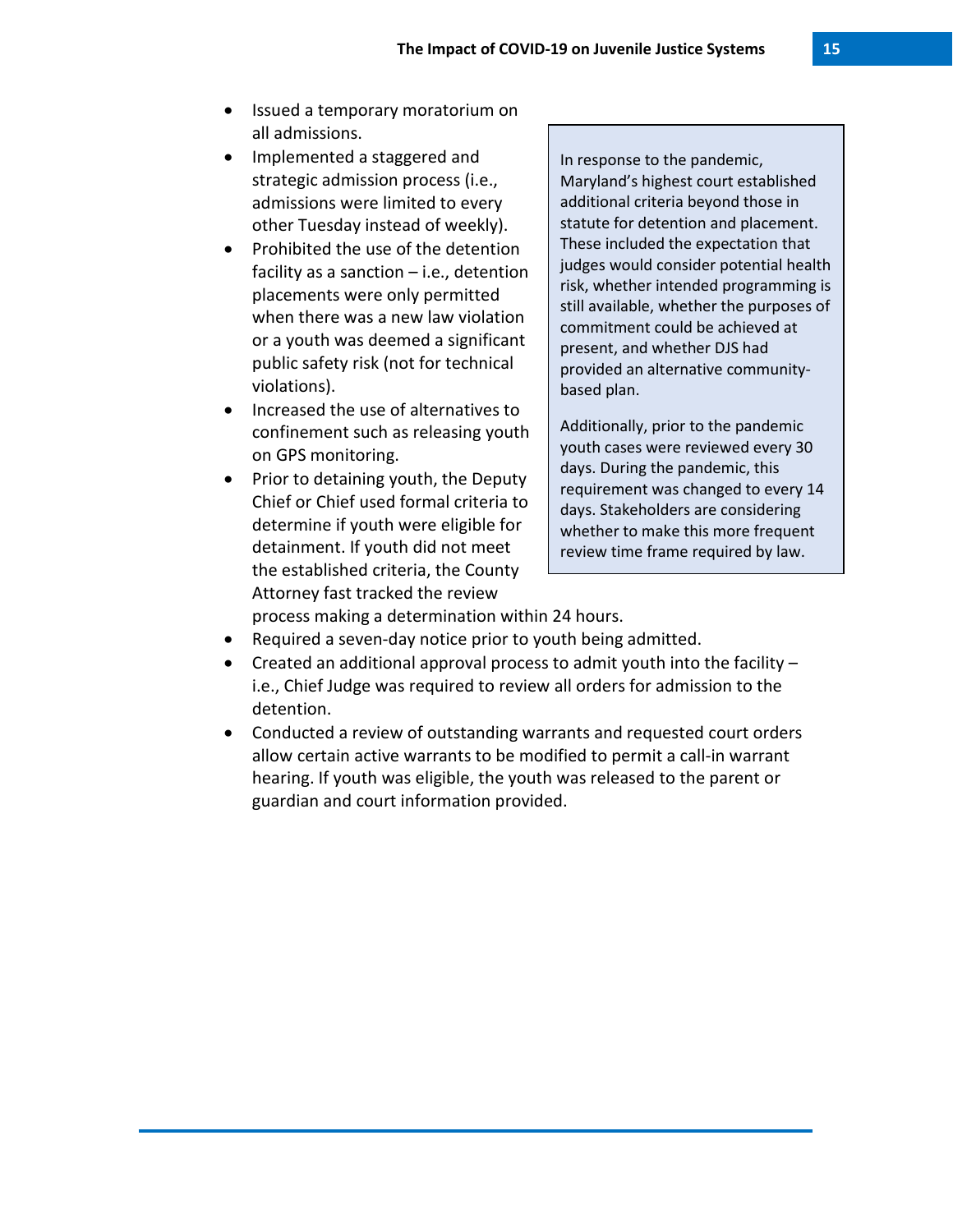- Issued a temporary moratorium on all admissions.
- Implemented a staggered and strategic admission process (i.e., admissions were limited to every other Tuesday instead of weekly).
- Prohibited the use of the detention facility as a sanction – i.e., detention placements were only permitted when there was a new law violation or a youth was deemed a significant public safety risk (not for technical violations).
- Increased the use of alternatives to confinement such as releasing youth on GPS monitoring.
- Prior to detaining youth, the Deputy Chief or Chief used formal criteria to determine if youth were eligible for detainment. If youth did not meet the established criteria, the County Attorney fast tracked the review process making a determination within 24 hours.
- Required a seven-day notice prior to youth being admitted.
- Created an additional approval process to admit youth into the facility – i.e., Chief Judge was required to review all orders for admission to the detention.
- Conducted a review of outstanding warrants and requested court orders allow certain active warrants to be modified to permit a call-in warrant hearing. If youth was eligible, the youth was released to the parent or guardian and court information provided.

> In response to the pandemic, Maryland's highest court established additional criteria beyond those in statute for detention and placement. These included the expectation that judges would consider potential health risk, whether intended programming is still available, whether the purposes of commitment could be achieved at present, and whether DJS had provided an alternative community-based plan.
>
> Additionally, prior to the pandemic youth cases were reviewed every 30 days. During the pandemic, this requirement was changed to every 14 days. Stakeholders are considering whether to make this more frequent review time frame required by law.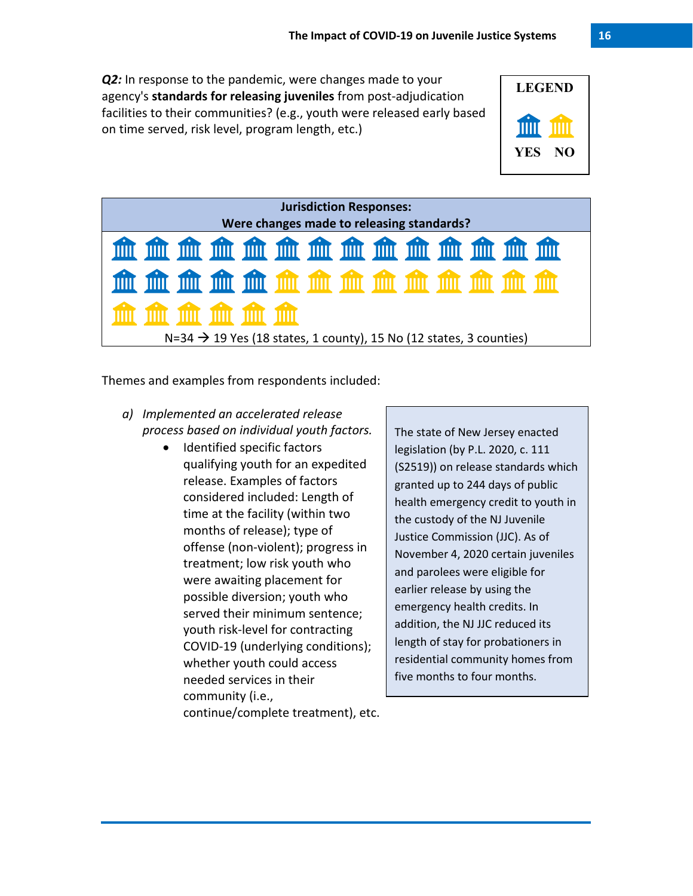***Q2:*** In response to the pandemic, were changes made to your agency's **standards for releasing juveniles** from post-adjudication facilities to their communities? (e.g., youth were released early based on time served, risk level, program length, etc.)

**LEGEND**

YES NO

**Jurisdiction Responses:**
**Were changes made to releasing standards?**

N=34 → 19 Yes (18 states, 1 county), 15 No (12 states, 3 counties)

Themes and examples from respondents included:

a) *Implemented an accelerated release process based on individual youth factors.*
   - Identified specific factors qualifying youth for an expedited release. Examples of factors considered included: Length of time at the facility (within two months of release); type of offense (non-violent); progress in treatment; low risk youth who were awaiting placement for possible diversion; youth who served their minimum sentence; youth risk-level for contracting COVID-19 (underlying conditions); whether youth could access needed services in their community (i.e., continue/complete treatment), etc.

> The state of New Jersey enacted legislation (by P.L. 2020, c. 111 (S2519)) on release standards which granted up to 244 days of public health emergency credit to youth in the custody of the NJ Juvenile Justice Commission (JJC). As of November 4, 2020 certain juveniles and parolees were eligible for earlier release by using the emergency health credits. In addition, the NJ JJC reduced its length of stay for probationers in residential community homes from five months to four months.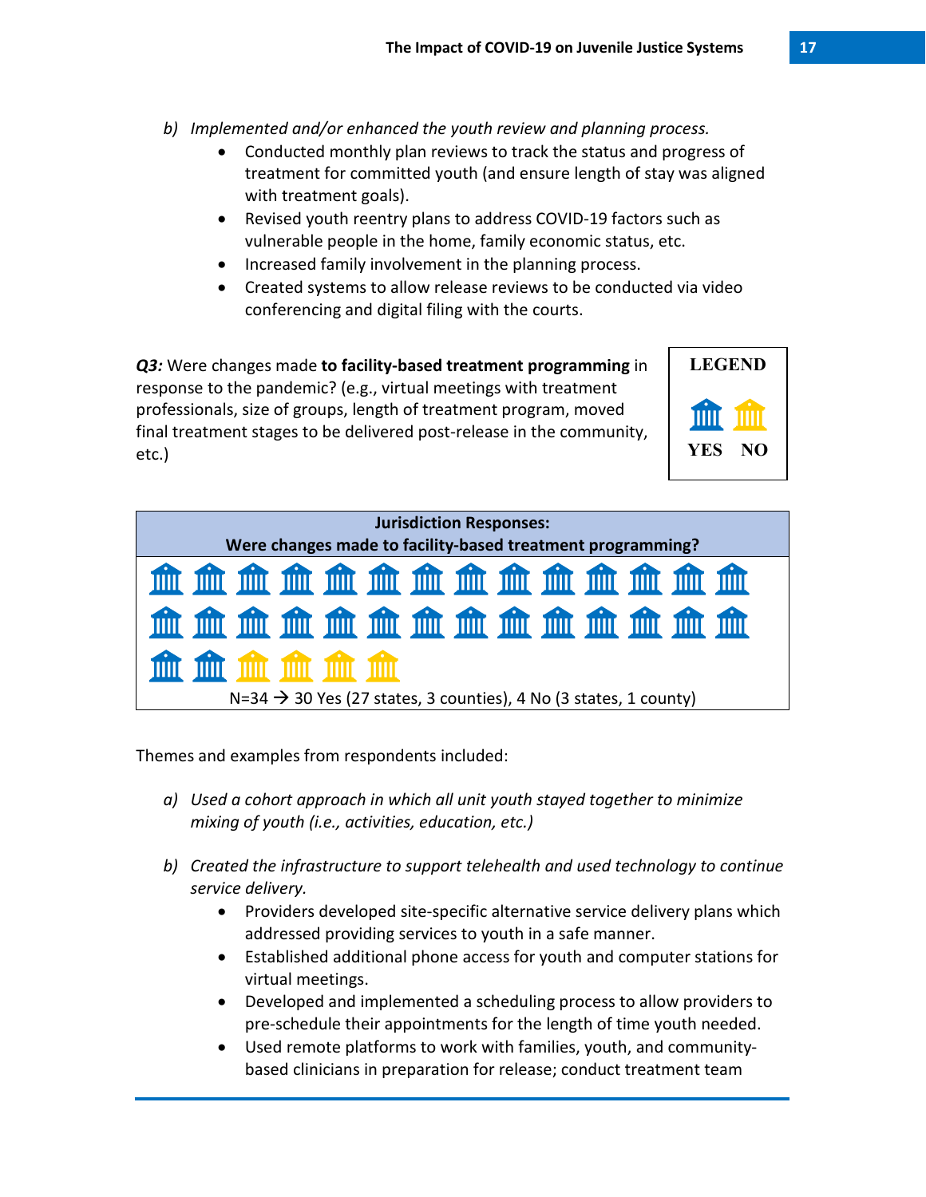b) *Implemented and/or enhanced the youth review and planning process.*
   - Conducted monthly plan reviews to track the status and progress of treatment for committed youth (and ensure length of stay was aligned with treatment goals).
   - Revised youth reentry plans to address COVID-19 factors such as vulnerable people in the home, family economic status, etc.
   - Increased family involvement in the planning process.
   - Created systems to allow release reviews to be conducted via video conferencing and digital filing with the courts.

***Q3:*** Were changes made **to facility-based treatment programming** in response to the pandemic? (e.g., virtual meetings with treatment professionals, size of groups, length of treatment program, moved final treatment stages to be delivered post-release in the community, etc.)

LEGEND: YES / NO

**Jurisdiction Responses:**
**Were changes made to facility-based treatment programming?**

N=34 → 30 Yes (27 states, 3 counties), 4 No (3 states, 1 county)

Themes and examples from respondents included:

a) *Used a cohort approach in which all unit youth stayed together to minimize mixing of youth (i.e., activities, education, etc.)*

b) *Created the infrastructure to support telehealth and used technology to continue service delivery.*
   - Providers developed site-specific alternative service delivery plans which addressed providing services to youth in a safe manner.
   - Established additional phone access for youth and computer stations for virtual meetings.
   - Developed and implemented a scheduling process to allow providers to pre-schedule their appointments for the length of time youth needed.
   - Used remote platforms to work with families, youth, and community-based clinicians in preparation for release; conduct treatment team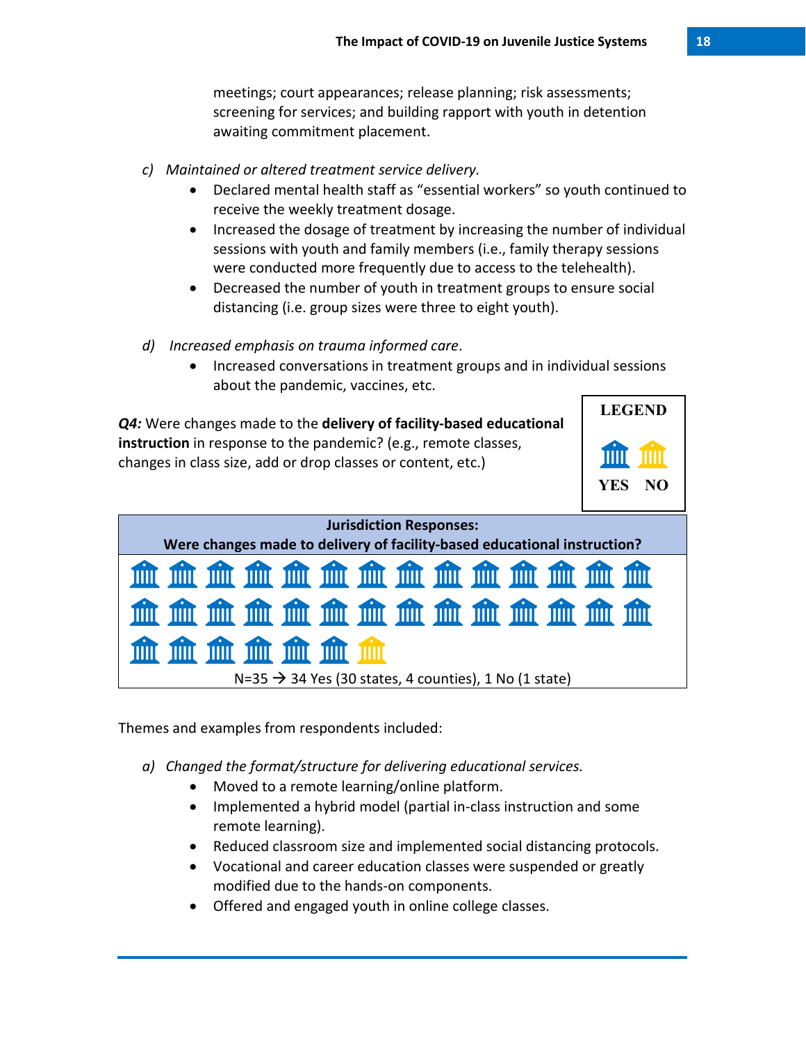meetings; court appearances; release planning; risk assessments; screening for services; and building rapport with youth in detention awaiting commitment placement.

c) *Maintained or altered treatment service delivery.*
   - Declared mental health staff as "essential workers" so youth continued to receive the weekly treatment dosage.
   - Increased the dosage of treatment by increasing the number of individual sessions with youth and family members (i.e., family therapy sessions were conducted more frequently due to access to the telehealth).
   - Decreased the number of youth in treatment groups to ensure social distancing (i.e. group sizes were three to eight youth).

d) *Increased emphasis on trauma informed care*.
   - Increased conversations in treatment groups and in individual sessions about the pandemic, vaccines, etc.

***Q4:*** Were changes made to the **delivery of facility-based educational instruction** in response to the pandemic? (e.g., remote classes, changes in class size, add or drop classes or content, etc.)

**LEGEND**

YES NO

**Jurisdiction Responses:**
**Were changes made to delivery of facility-based educational instruction?**

N=35 → 34 Yes (30 states, 4 counties), 1 No (1 state)

Themes and examples from respondents included:

a) *Changed the format/structure for delivering educational services.*
   - Moved to a remote learning/online platform.
   - Implemented a hybrid model (partial in-class instruction and some remote learning).
   - Reduced classroom size and implemented social distancing protocols.
   - Vocational and career education classes were suspended or greatly modified due to the hands-on components.
   - Offered and engaged youth in online college classes.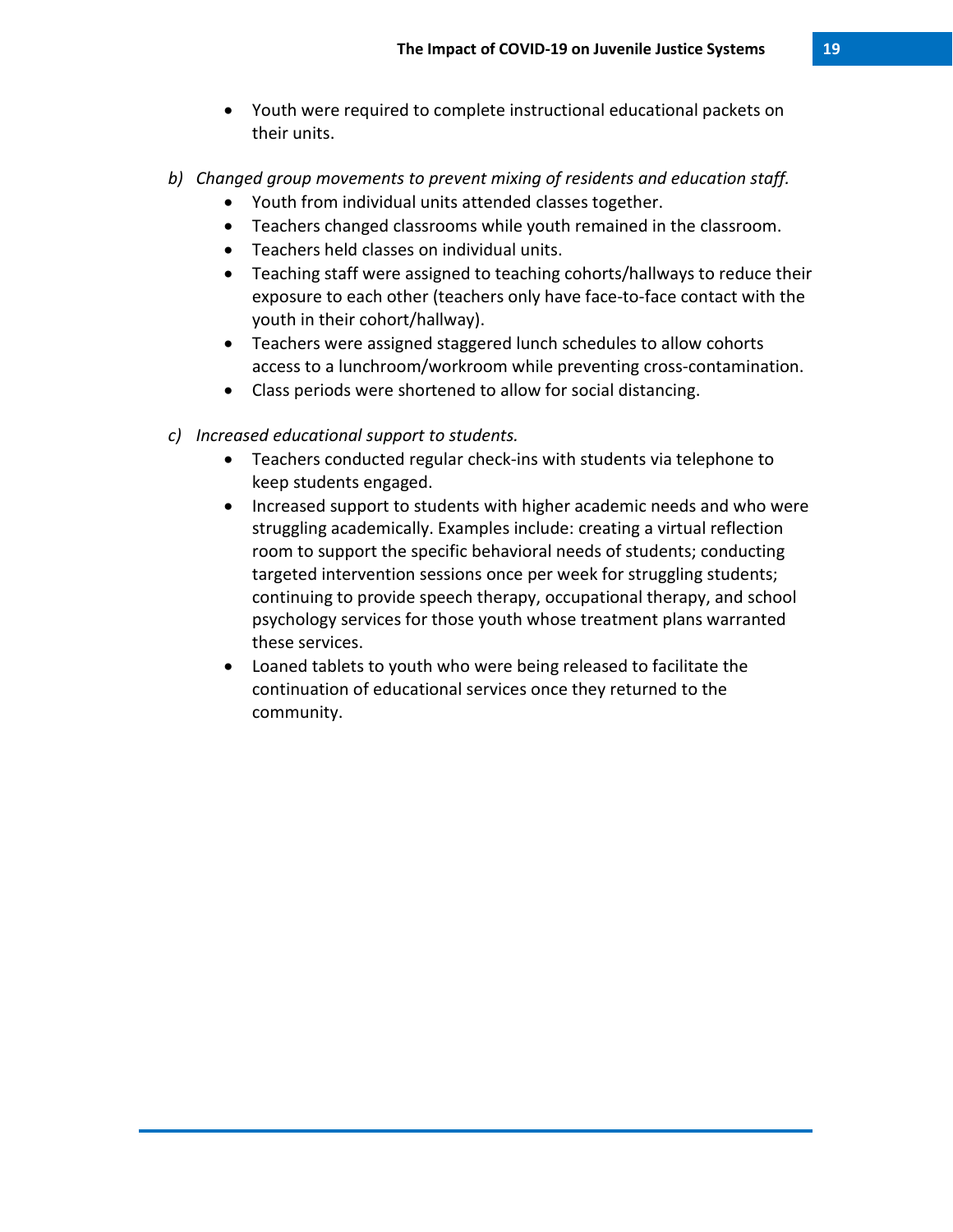- Youth were required to complete instructional educational packets on their units.

b) *Changed group movements to prevent mixing of residents and education staff.*
   - Youth from individual units attended classes together.
   - Teachers changed classrooms while youth remained in the classroom.
   - Teachers held classes on individual units.
   - Teaching staff were assigned to teaching cohorts/hallways to reduce their exposure to each other (teachers only have face-to-face contact with the youth in their cohort/hallway).
   - Teachers were assigned staggered lunch schedules to allow cohorts access to a lunchroom/workroom while preventing cross-contamination.
   - Class periods were shortened to allow for social distancing.

c) *Increased educational support to students.*
   - Teachers conducted regular check-ins with students via telephone to keep students engaged.
   - Increased support to students with higher academic needs and who were struggling academically. Examples include: creating a virtual reflection room to support the specific behavioral needs of students; conducting targeted intervention sessions once per week for struggling students; continuing to provide speech therapy, occupational therapy, and school psychology services for those youth whose treatment plans warranted these services.
   - Loaned tablets to youth who were being released to facilitate the continuation of educational services once they returned to the community.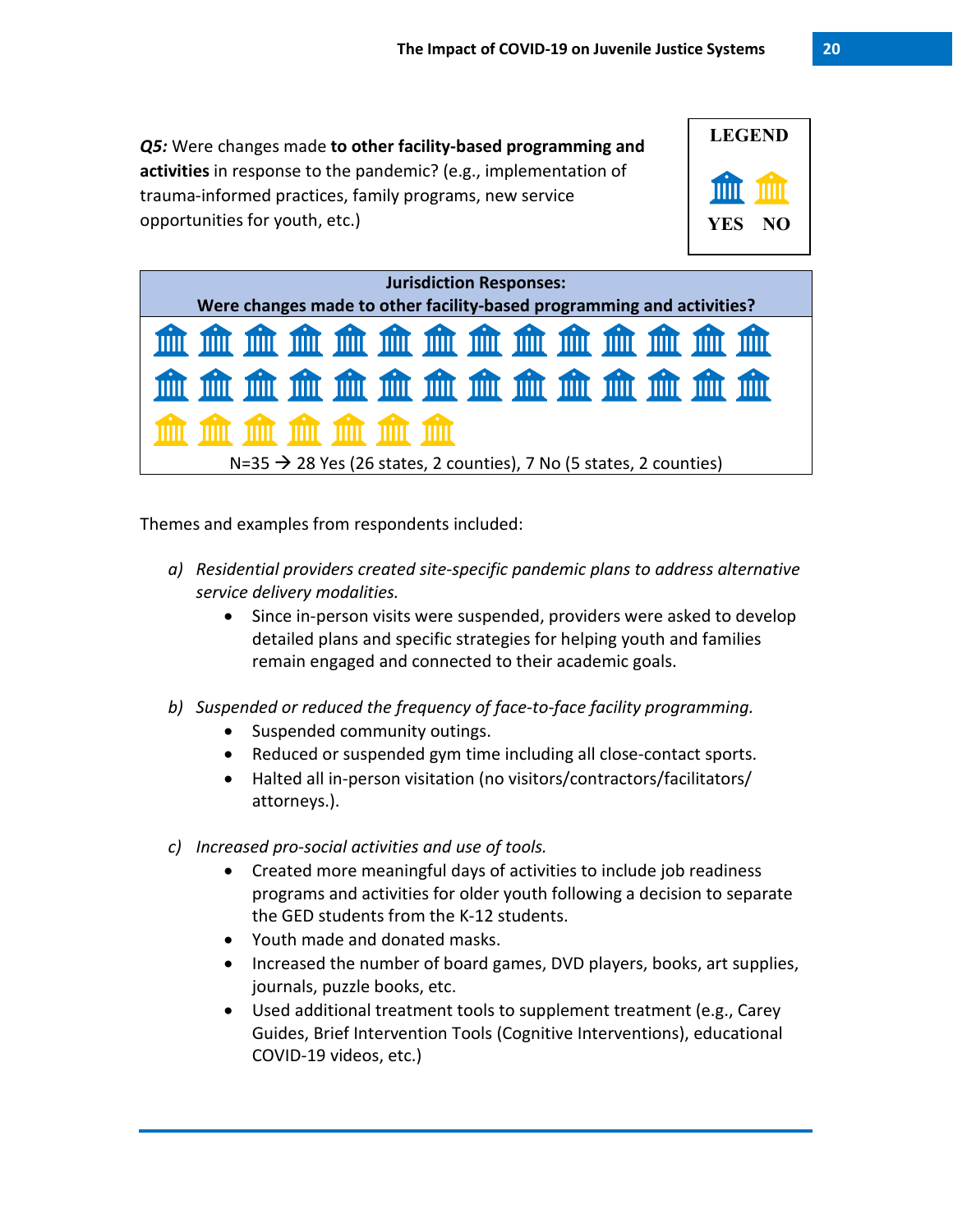***Q5:*** Were changes made **to other facility-based programming and activities** in response to the pandemic? (e.g., implementation of trauma-informed practices, family programs, new service opportunities for youth, etc.)

**LEGEND**

YES NO

| **Jurisdiction Responses: Were changes made to other facility-based programming and activities?** |
|---|
| N=35 → 28 Yes (26 states, 2 counties), 7 No (5 states, 2 counties) |

Themes and examples from respondents included:

a) *Residential providers created site-specific pandemic plans to address alternative service delivery modalities.*
   - Since in-person visits were suspended, providers were asked to develop detailed plans and specific strategies for helping youth and families remain engaged and connected to their academic goals.

b) *Suspended or reduced the frequency of face-to-face facility programming.*
   - Suspended community outings.
   - Reduced or suspended gym time including all close-contact sports.
   - Halted all in-person visitation (no visitors/contractors/facilitators/ attorneys.).

c) *Increased pro-social activities and use of tools.*
   - Created more meaningful days of activities to include job readiness programs and activities for older youth following a decision to separate the GED students from the K-12 students.
   - Youth made and donated masks.
   - Increased the number of board games, DVD players, books, art supplies, journals, puzzle books, etc.
   - Used additional treatment tools to supplement treatment (e.g., Carey Guides, Brief Intervention Tools (Cognitive Interventions), educational COVID-19 videos, etc.)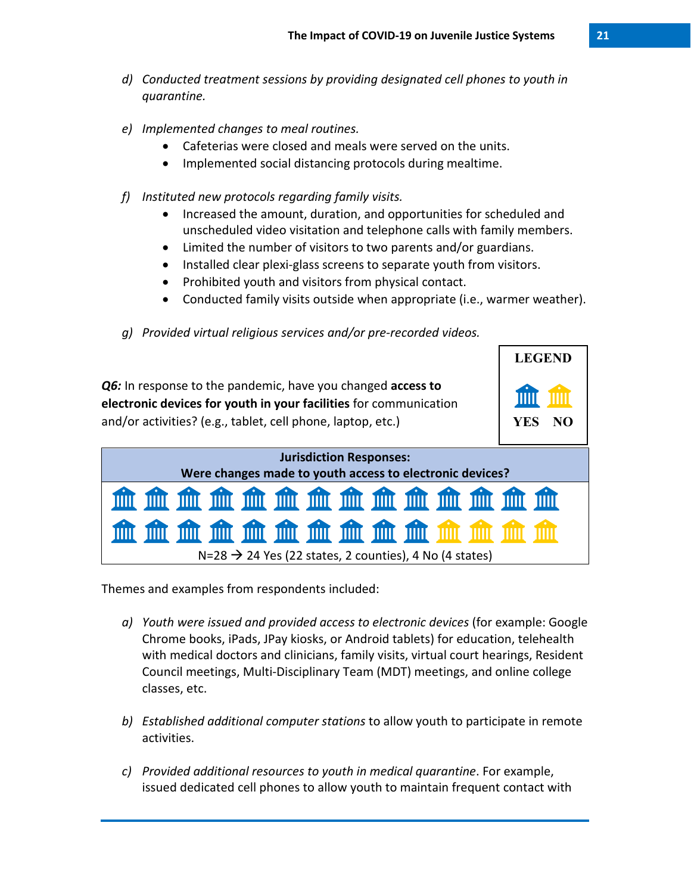d) *Conducted treatment sessions by providing designated cell phones to youth in quarantine.*

e) *Implemented changes to meal routines.*
   - Cafeterias were closed and meals were served on the units.
   - Implemented social distancing protocols during mealtime.

f) *Instituted new protocols regarding family visits.*
   - Increased the amount, duration, and opportunities for scheduled and unscheduled video visitation and telephone calls with family members.
   - Limited the number of visitors to two parents and/or guardians.
   - Installed clear plexi-glass screens to separate youth from visitors.
   - Prohibited youth and visitors from physical contact.
   - Conducted family visits outside when appropriate (i.e., warmer weather).

g) *Provided virtual religious services and/or pre-recorded videos.*

***Q6:*** In response to the pandemic, have you changed **access to electronic devices for youth in your facilities** for communication and/or activities? (e.g., tablet, cell phone, laptop, etc.)

LEGEND: YES (blue) NO (yellow)

| Jurisdiction Responses: Were changes made to youth access to electronic devices? |
|---|
| N=28 → 24 Yes (22 states, 2 counties), 4 No (4 states) |

Themes and examples from respondents included:

a) *Youth were issued and provided access to electronic devices* (for example: Google Chrome books, iPads, JPay kiosks, or Android tablets) for education, telehealth with medical doctors and clinicians, family visits, virtual court hearings, Resident Council meetings, Multi-Disciplinary Team (MDT) meetings, and online college classes, etc.

b) *Established additional computer stations* to allow youth to participate in remote activities.

c) *Provided additional resources to youth in medical quarantine*. For example, issued dedicated cell phones to allow youth to maintain frequent contact with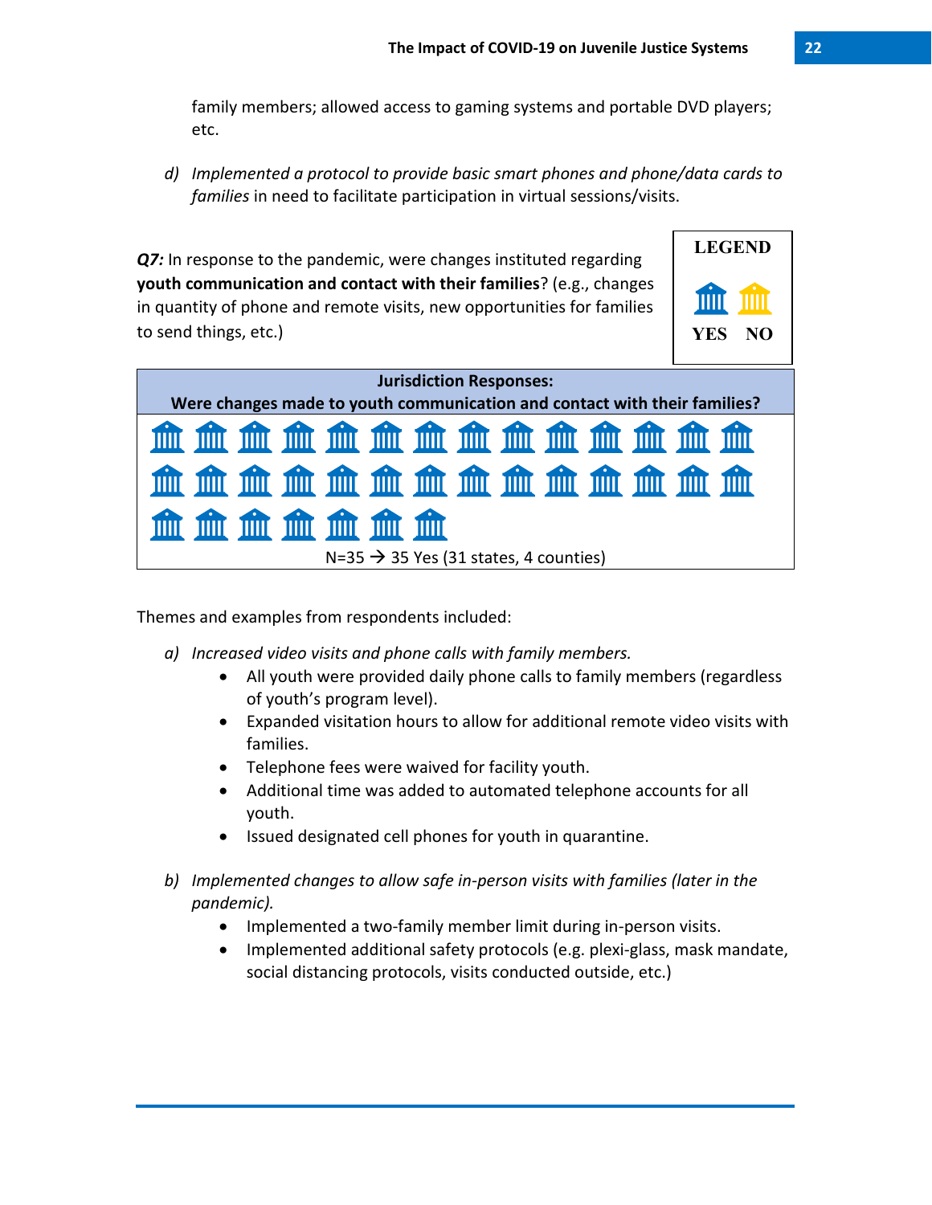family members; allowed access to gaming systems and portable DVD players; etc.

d) *Implemented a protocol to provide basic smart phones and phone/data cards to families* in need to facilitate participation in virtual sessions/visits.

***Q7:*** In response to the pandemic, were changes instituted regarding **youth communication and contact with their families**? (e.g., changes in quantity of phone and remote visits, new opportunities for families to send things, etc.)

LEGEND

YES NO

**Jurisdiction Responses:**
**Were changes made to youth communication and contact with their families?**

N=35 → 35 Yes (31 states, 4 counties)

Themes and examples from respondents included:

a) *Increased video visits and phone calls with family members.*
   - All youth were provided daily phone calls to family members (regardless of youth's program level).
   - Expanded visitation hours to allow for additional remote video visits with families.
   - Telephone fees were waived for facility youth.
   - Additional time was added to automated telephone accounts for all youth.
   - Issued designated cell phones for youth in quarantine.

b) *Implemented changes to allow safe in-person visits with families (later in the pandemic).*
   - Implemented a two-family member limit during in-person visits.
   - Implemented additional safety protocols (e.g. plexi-glass, mask mandate, social distancing protocols, visits conducted outside, etc.)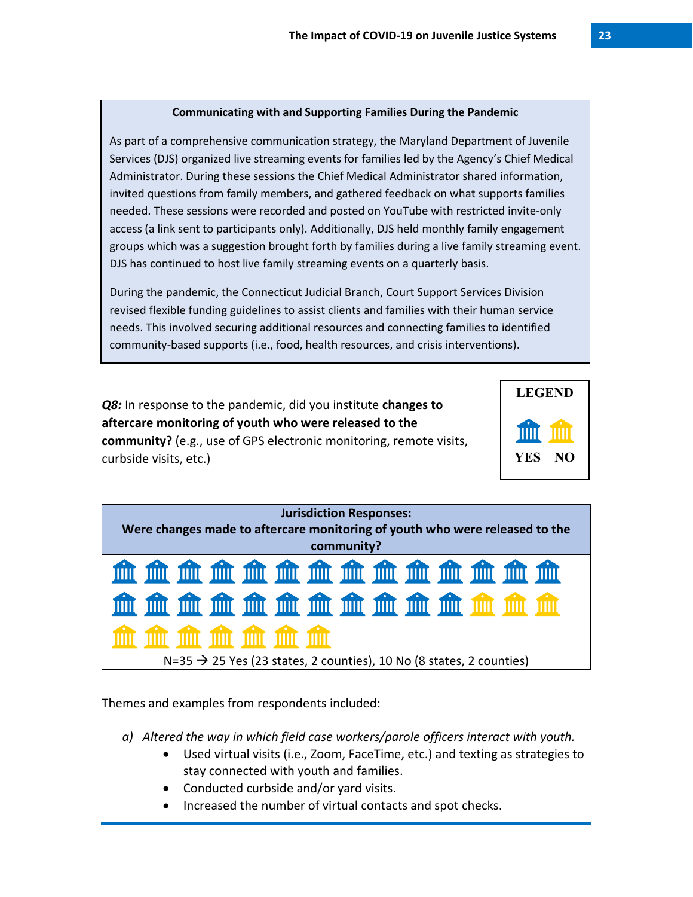**Communicating with and Supporting Families During the Pandemic**

As part of a comprehensive communication strategy, the Maryland Department of Juvenile Services (DJS) organized live streaming events for families led by the Agency's Chief Medical Administrator. During these sessions the Chief Medical Administrator shared information, invited questions from family members, and gathered feedback on what supports families needed. These sessions were recorded and posted on YouTube with restricted invite-only access (a link sent to participants only). Additionally, DJS held monthly family engagement groups which was a suggestion brought forth by families during a live family streaming event. DJS has continued to host live family streaming events on a quarterly basis.

During the pandemic, the Connecticut Judicial Branch, Court Support Services Division revised flexible funding guidelines to assist clients and families with their human service needs. This involved securing additional resources and connecting families to identified community-based supports (i.e., food, health resources, and crisis interventions).

***Q8:*** In response to the pandemic, did you institute **changes to aftercare monitoring of youth who were released to the community?** (e.g., use of GPS electronic monitoring, remote visits, curbside visits, etc.)

LEGEND

YES NO

**Jurisdiction Responses:**
**Were changes made to aftercare monitoring of youth who were released to the community?**

N=35 → 25 Yes (23 states, 2 counties), 10 No (8 states, 2 counties)

Themes and examples from respondents included:

a) *Altered the way in which field case workers/parole officers interact with youth.*
   - Used virtual visits (i.e., Zoom, FaceTime, etc.) and texting as strategies to stay connected with youth and families.
   - Conducted curbside and/or yard visits.
   - Increased the number of virtual contacts and spot checks.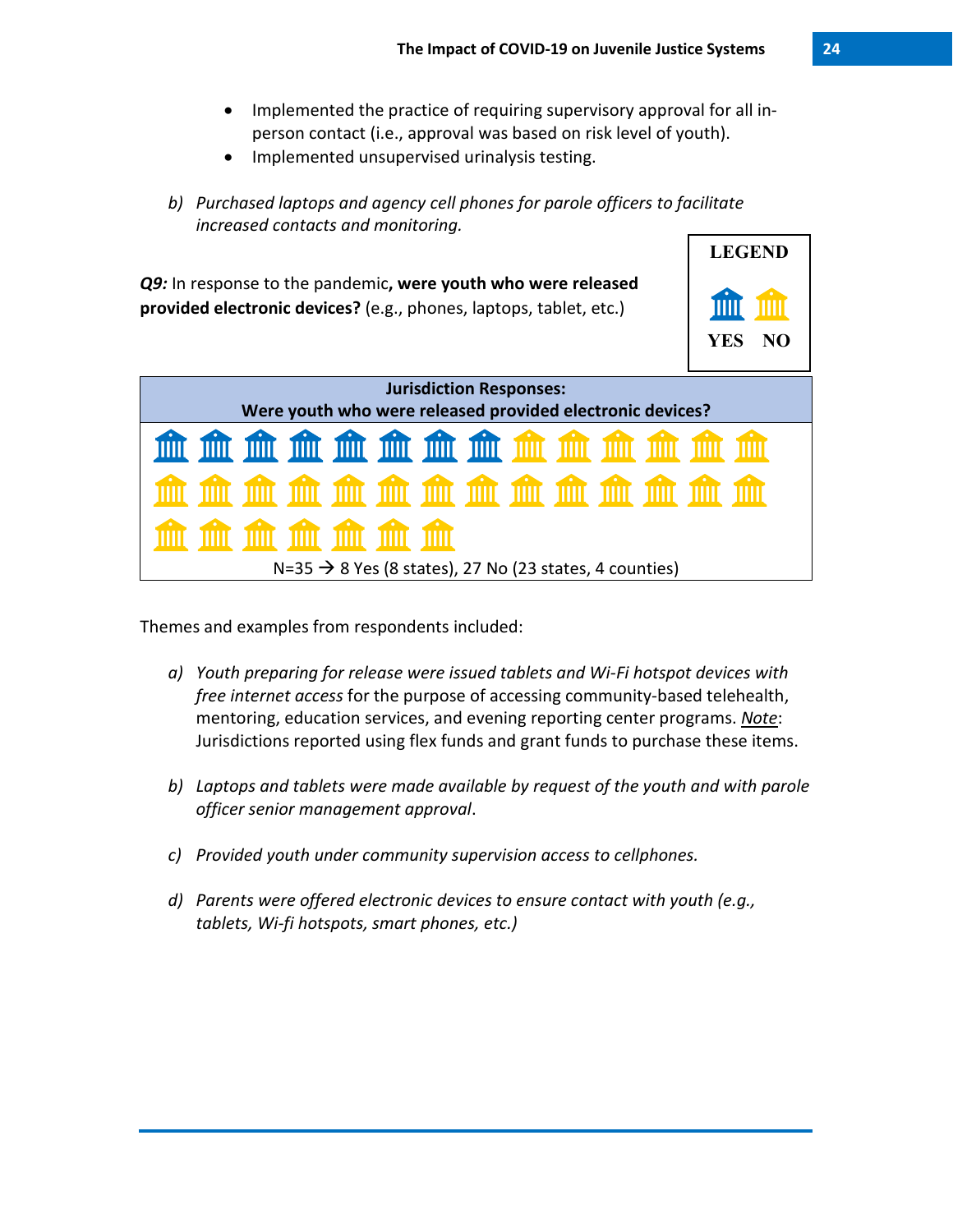- Implemented the practice of requiring supervisory approval for all in-person contact (i.e., approval was based on risk level of youth).
- Implemented unsupervised urinalysis testing.

b) *Purchased laptops and agency cell phones for parole officers to facilitate increased contacts and monitoring.*

***Q9:*** In response to the pandemic**, were youth who were released provided electronic devices?** (e.g., phones, laptops, tablet, etc.)

**LEGEND**

**YES** **NO**

**Jurisdiction Responses:**
**Were youth who were released provided electronic devices?**

N=35 → 8 Yes (8 states), 27 No (23 states, 4 counties)

Themes and examples from respondents included:

a) *Youth preparing for release were issued tablets and Wi-Fi hotspot devices with free internet access* for the purpose of accessing community-based telehealth, mentoring, education services, and evening reporting center programs. Note: Jurisdictions reported using flex funds and grant funds to purchase these items.

b) *Laptops and tablets were made available by request of the youth and with parole officer senior management approval*.

c) *Provided youth under community supervision access to cellphones.*

d) *Parents were offered electronic devices to ensure contact with youth (e.g., tablets, Wi-fi hotspots, smart phones, etc.)*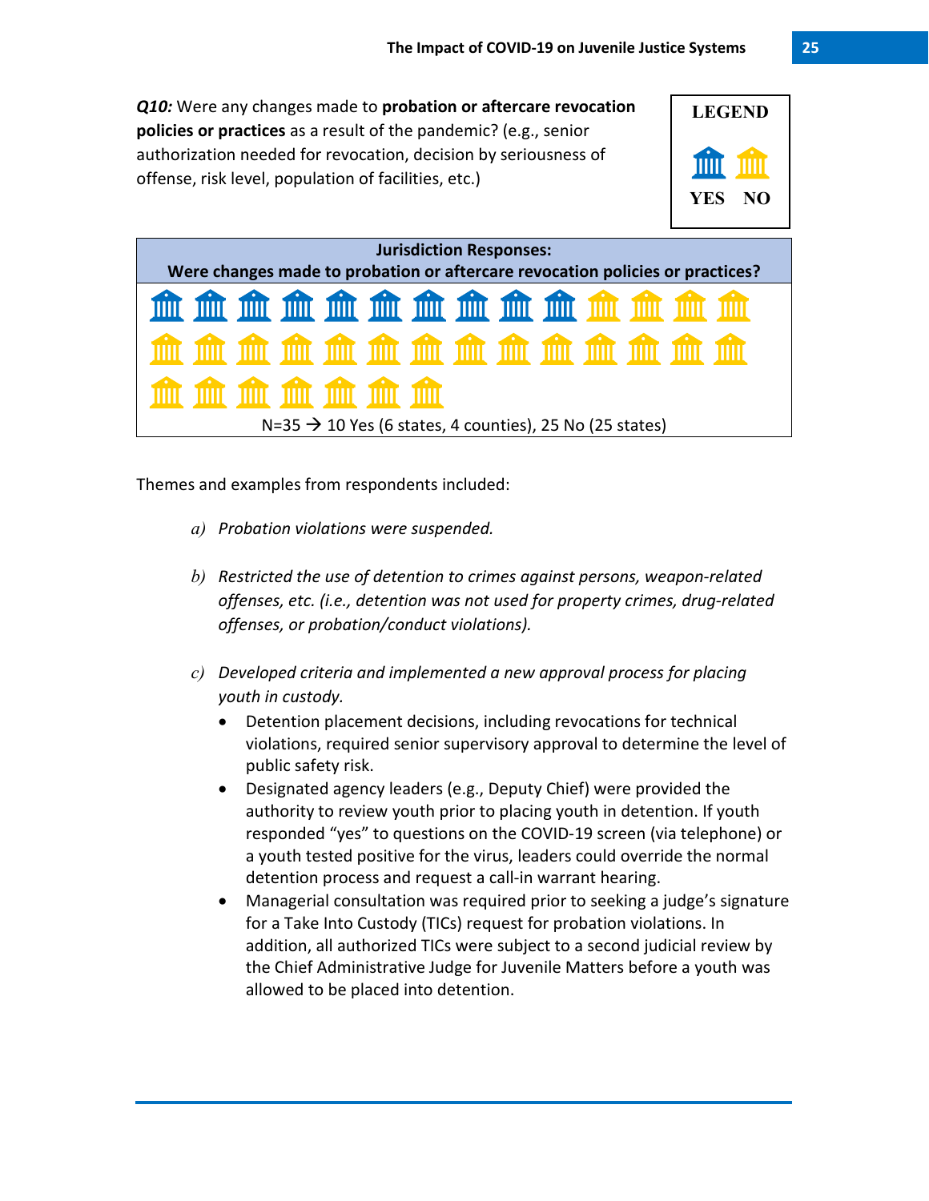***Q10:*** Were any changes made to **probation or aftercare revocation policies or practices** as a result of the pandemic? (e.g., senior authorization needed for revocation, decision by seriousness of offense, risk level, population of facilities, etc.)

**LEGEND**

YES NO

**Jurisdiction Responses:**
**Were changes made to probation or aftercare revocation policies or practices?**

N=35 → 10 Yes (6 states, 4 counties), 25 No (25 states)

Themes and examples from respondents included:

a) *Probation violations were suspended.*

b) *Restricted the use of detention to crimes against persons, weapon-related offenses, etc. (i.e., detention was not used for property crimes, drug-related offenses, or probation/conduct violations).*

c) *Developed criteria and implemented a new approval process for placing youth in custody.*
   - Detention placement decisions, including revocations for technical violations, required senior supervisory approval to determine the level of public safety risk.
   - Designated agency leaders (e.g., Deputy Chief) were provided the authority to review youth prior to placing youth in detention. If youth responded "yes" to questions on the COVID-19 screen (via telephone) or a youth tested positive for the virus, leaders could override the normal detention process and request a call-in warrant hearing.
   - Managerial consultation was required prior to seeking a judge's signature for a Take Into Custody (TICs) request for probation violations. In addition, all authorized TICs were subject to a second judicial review by the Chief Administrative Judge for Juvenile Matters before a youth was allowed to be placed into detention.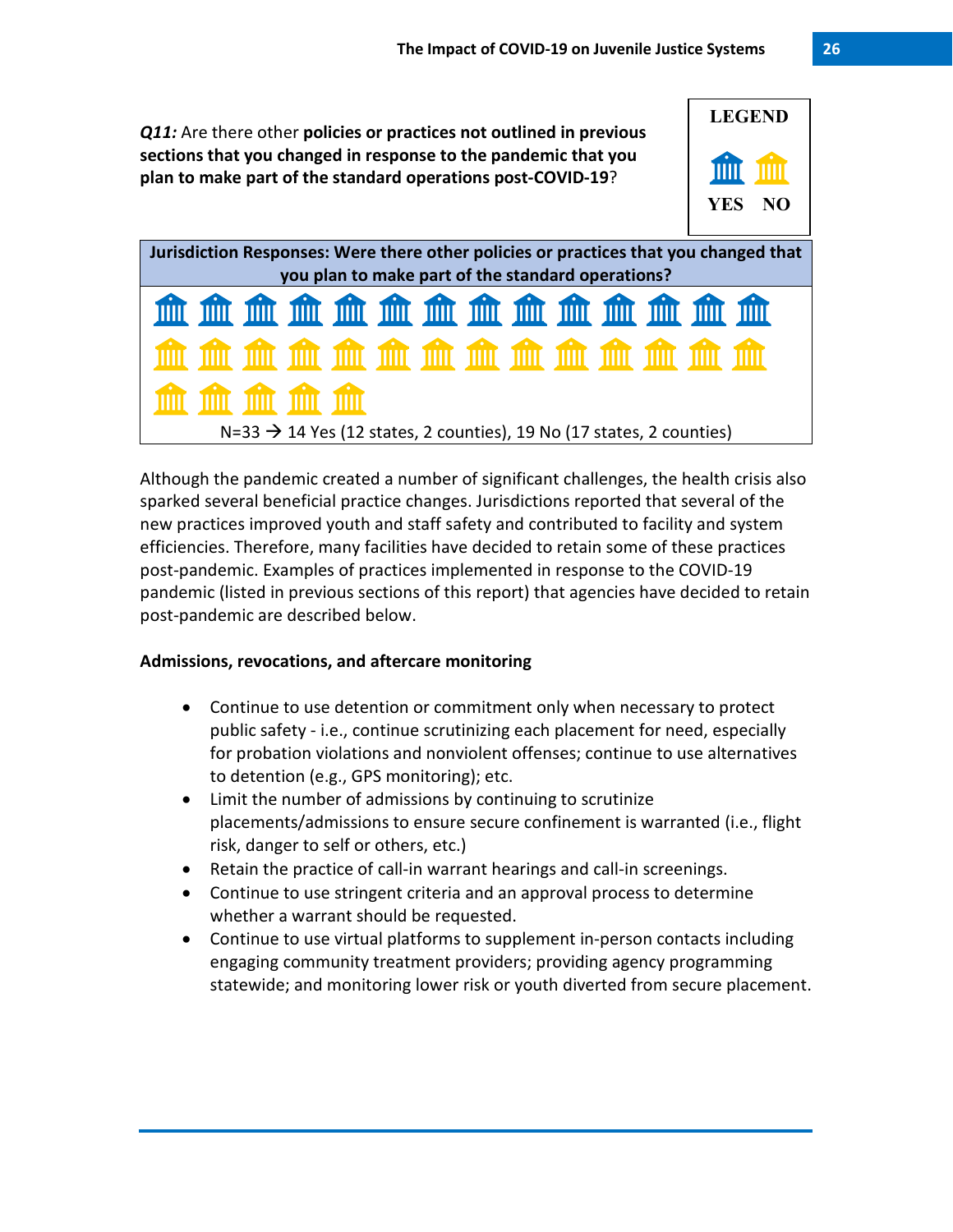***Q11:*** Are there other **policies or practices not outlined in previous sections that you changed in response to the pandemic that you plan to make part of the standard operations post-COVID-19**?

LEGEND

YES NO

| Jurisdiction Responses: Were there other policies or practices that you changed that you plan to make part of the standard operations? |
|---|
| N=33 → 14 Yes (12 states, 2 counties), 19 No (17 states, 2 counties) |

Although the pandemic created a number of significant challenges, the health crisis also sparked several beneficial practice changes. Jurisdictions reported that several of the new practices improved youth and staff safety and contributed to facility and system efficiencies. Therefore, many facilities have decided to retain some of these practices post-pandemic. Examples of practices implemented in response to the COVID-19 pandemic (listed in previous sections of this report) that agencies have decided to retain post-pandemic are described below.

**Admissions, revocations, and aftercare monitoring**

- Continue to use detention or commitment only when necessary to protect public safety - i.e., continue scrutinizing each placement for need, especially for probation violations and nonviolent offenses; continue to use alternatives to detention (e.g., GPS monitoring); etc.
- Limit the number of admissions by continuing to scrutinize placements/admissions to ensure secure confinement is warranted (i.e., flight risk, danger to self or others, etc.)
- Retain the practice of call-in warrant hearings and call-in screenings.
- Continue to use stringent criteria and an approval process to determine whether a warrant should be requested.
- Continue to use virtual platforms to supplement in-person contacts including engaging community treatment providers; providing agency programming statewide; and monitoring lower risk or youth diverted from secure placement.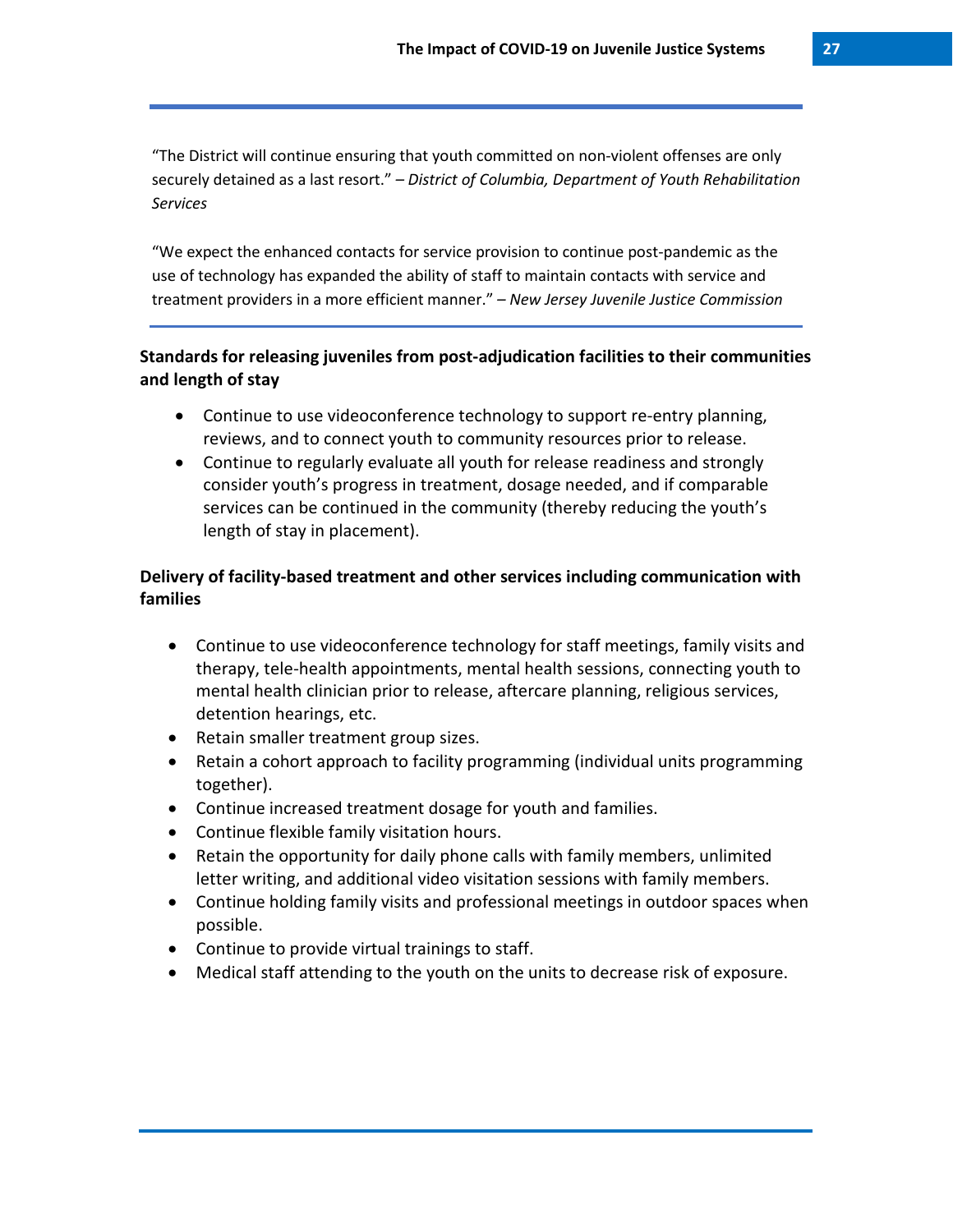"The District will continue ensuring that youth committed on non-violent offenses are only securely detained as a last resort." – *District of Columbia, Department of Youth Rehabilitation Services*

"We expect the enhanced contacts for service provision to continue post-pandemic as the use of technology has expanded the ability of staff to maintain contacts with service and treatment providers in a more efficient manner." – *New Jersey Juvenile Justice Commission*

**Standards for releasing juveniles from post-adjudication facilities to their communities and length of stay**

- Continue to use videoconference technology to support re-entry planning, reviews, and to connect youth to community resources prior to release.
- Continue to regularly evaluate all youth for release readiness and strongly consider youth's progress in treatment, dosage needed, and if comparable services can be continued in the community (thereby reducing the youth's length of stay in placement).

**Delivery of facility-based treatment and other services including communication with families**

- Continue to use videoconference technology for staff meetings, family visits and therapy, tele-health appointments, mental health sessions, connecting youth to mental health clinician prior to release, aftercare planning, religious services, detention hearings, etc.
- Retain smaller treatment group sizes.
- Retain a cohort approach to facility programming (individual units programming together).
- Continue increased treatment dosage for youth and families.
- Continue flexible family visitation hours.
- Retain the opportunity for daily phone calls with family members, unlimited letter writing, and additional video visitation sessions with family members.
- Continue holding family visits and professional meetings in outdoor spaces when possible.
- Continue to provide virtual trainings to staff.
- Medical staff attending to the youth on the units to decrease risk of exposure.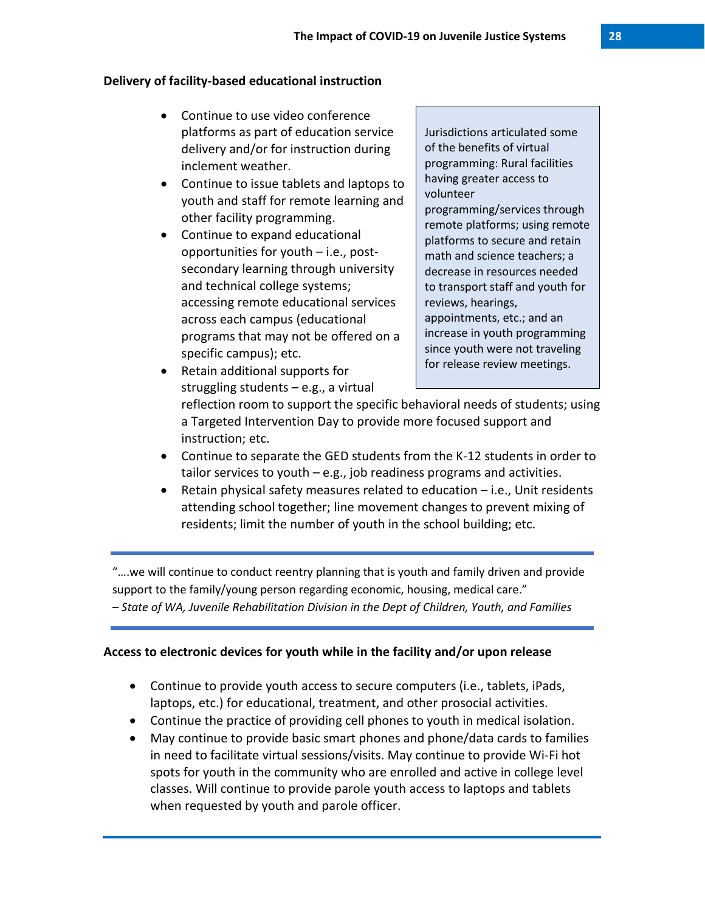**Delivery of facility-based educational instruction**

- Continue to use video conference platforms as part of education service delivery and/or for instruction during inclement weather.
- Continue to issue tablets and laptops to youth and staff for remote learning and other facility programming.
- Continue to expand educational opportunities for youth – i.e., post-secondary learning through university and technical college systems; accessing remote educational services across each campus (educational programs that may not be offered on a specific campus); etc.
- Retain additional supports for struggling students – e.g., a virtual reflection room to support the specific behavioral needs of students; using a Targeted Intervention Day to provide more focused support and instruction; etc.
- Continue to separate the GED students from the K-12 students in order to tailor services to youth – e.g., job readiness programs and activities.
- Retain physical safety measures related to education – i.e., Unit residents attending school together; line movement changes to prevent mixing of residents; limit the number of youth in the school building; etc.

> Jurisdictions articulated some of the benefits of virtual programming: Rural facilities having greater access to volunteer programming/services through remote platforms; using remote platforms to secure and retain math and science teachers; a decrease in resources needed to transport staff and youth for reviews, hearings, appointments, etc.; and an increase in youth programming since youth were not traveling for release review meetings.

---

"….we will continue to conduct reentry planning that is youth and family driven and provide support to the family/young person regarding economic, housing, medical care."
*– State of WA, Juvenile Rehabilitation Division in the Dept of Children, Youth, and Families*

---

**Access to electronic devices for youth while in the facility and/or upon release**

- Continue to provide youth access to secure computers (i.e., tablets, iPads, laptops, etc.) for educational, treatment, and other prosocial activities.
- Continue the practice of providing cell phones to youth in medical isolation.
- May continue to provide basic smart phones and phone/data cards to families in need to facilitate virtual sessions/visits. May continue to provide Wi-Fi hot spots for youth in the community who are enrolled and active in college level classes. Will continue to provide parole youth access to laptops and tablets when requested by youth and parole officer.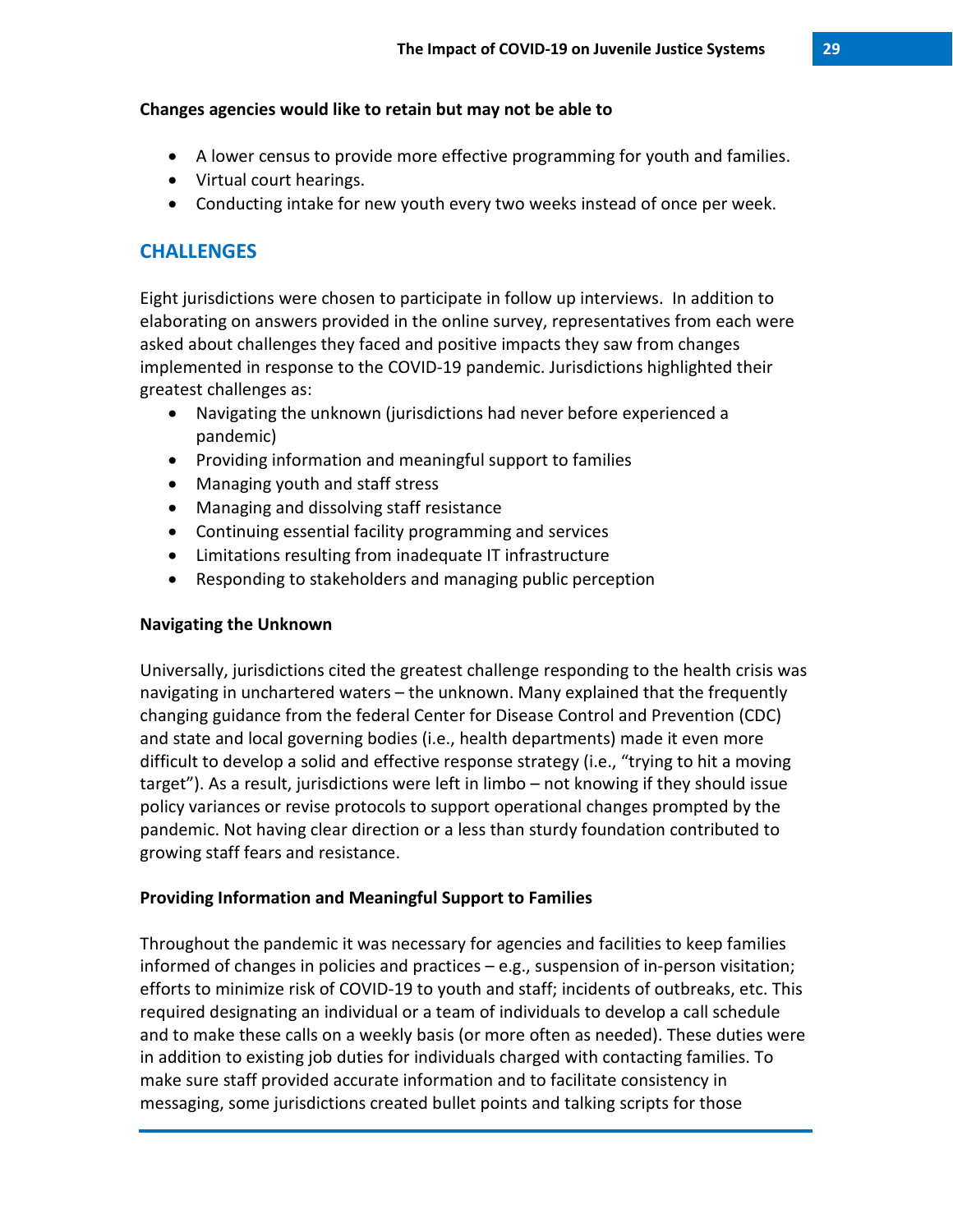**Changes agencies would like to retain but may not be able to**

- A lower census to provide more effective programming for youth and families.
- Virtual court hearings.
- Conducting intake for new youth every two weeks instead of once per week.

## CHALLENGES

Eight jurisdictions were chosen to participate in follow up interviews. In addition to elaborating on answers provided in the online survey, representatives from each were asked about challenges they faced and positive impacts they saw from changes implemented in response to the COVID-19 pandemic. Jurisdictions highlighted their greatest challenges as:

- Navigating the unknown (jurisdictions had never before experienced a pandemic)
- Providing information and meaningful support to families
- Managing youth and staff stress
- Managing and dissolving staff resistance
- Continuing essential facility programming and services
- Limitations resulting from inadequate IT infrastructure
- Responding to stakeholders and managing public perception

**Navigating the Unknown**

Universally, jurisdictions cited the greatest challenge responding to the health crisis was navigating in unchartered waters – the unknown. Many explained that the frequently changing guidance from the federal Center for Disease Control and Prevention (CDC) and state and local governing bodies (i.e., health departments) made it even more difficult to develop a solid and effective response strategy (i.e., "trying to hit a moving target"). As a result, jurisdictions were left in limbo – not knowing if they should issue policy variances or revise protocols to support operational changes prompted by the pandemic. Not having clear direction or a less than sturdy foundation contributed to growing staff fears and resistance.

**Providing Information and Meaningful Support to Families**

Throughout the pandemic it was necessary for agencies and facilities to keep families informed of changes in policies and practices – e.g., suspension of in-person visitation; efforts to minimize risk of COVID-19 to youth and staff; incidents of outbreaks, etc. This required designating an individual or a team of individuals to develop a call schedule and to make these calls on a weekly basis (or more often as needed). These duties were in addition to existing job duties for individuals charged with contacting families. To make sure staff provided accurate information and to facilitate consistency in messaging, some jurisdictions created bullet points and talking scripts for those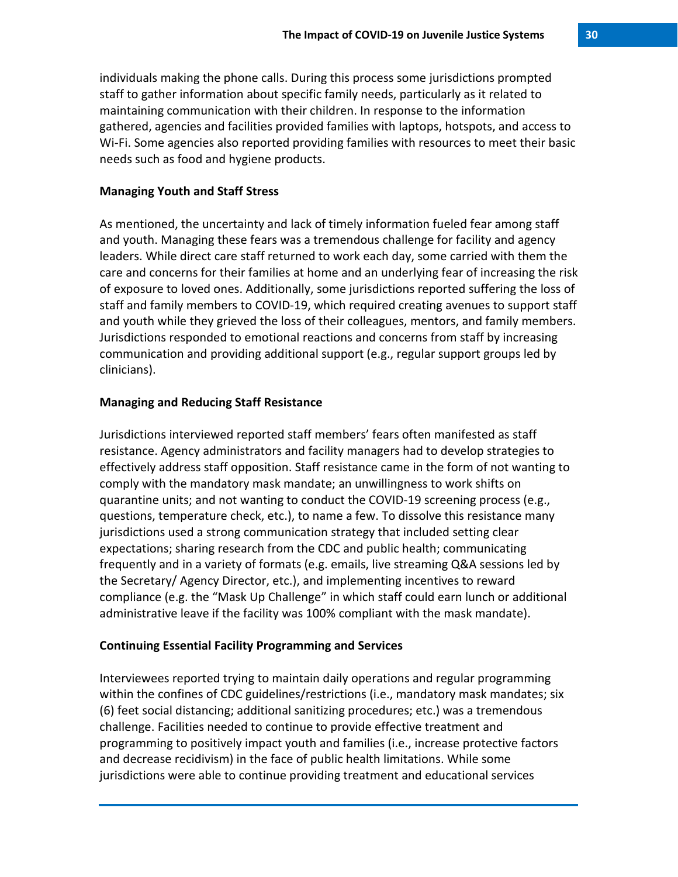individuals making the phone calls. During this process some jurisdictions prompted staff to gather information about specific family needs, particularly as it related to maintaining communication with their children. In response to the information gathered, agencies and facilities provided families with laptops, hotspots, and access to Wi-Fi. Some agencies also reported providing families with resources to meet their basic needs such as food and hygiene products.

**Managing Youth and Staff Stress**

As mentioned, the uncertainty and lack of timely information fueled fear among staff and youth. Managing these fears was a tremendous challenge for facility and agency leaders. While direct care staff returned to work each day, some carried with them the care and concerns for their families at home and an underlying fear of increasing the risk of exposure to loved ones. Additionally, some jurisdictions reported suffering the loss of staff and family members to COVID-19, which required creating avenues to support staff and youth while they grieved the loss of their colleagues, mentors, and family members. Jurisdictions responded to emotional reactions and concerns from staff by increasing communication and providing additional support (e.g., regular support groups led by clinicians).

**Managing and Reducing Staff Resistance**

Jurisdictions interviewed reported staff members' fears often manifested as staff resistance. Agency administrators and facility managers had to develop strategies to effectively address staff opposition. Staff resistance came in the form of not wanting to comply with the mandatory mask mandate; an unwillingness to work shifts on quarantine units; and not wanting to conduct the COVID-19 screening process (e.g., questions, temperature check, etc.), to name a few. To dissolve this resistance many jurisdictions used a strong communication strategy that included setting clear expectations; sharing research from the CDC and public health; communicating frequently and in a variety of formats (e.g. emails, live streaming Q&A sessions led by the Secretary/ Agency Director, etc.), and implementing incentives to reward compliance (e.g. the "Mask Up Challenge" in which staff could earn lunch or additional administrative leave if the facility was 100% compliant with the mask mandate).

**Continuing Essential Facility Programming and Services**

Interviewees reported trying to maintain daily operations and regular programming within the confines of CDC guidelines/restrictions (i.e., mandatory mask mandates; six (6) feet social distancing; additional sanitizing procedures; etc.) was a tremendous challenge. Facilities needed to continue to provide effective treatment and programming to positively impact youth and families (i.e., increase protective factors and decrease recidivism) in the face of public health limitations. While some jurisdictions were able to continue providing treatment and educational services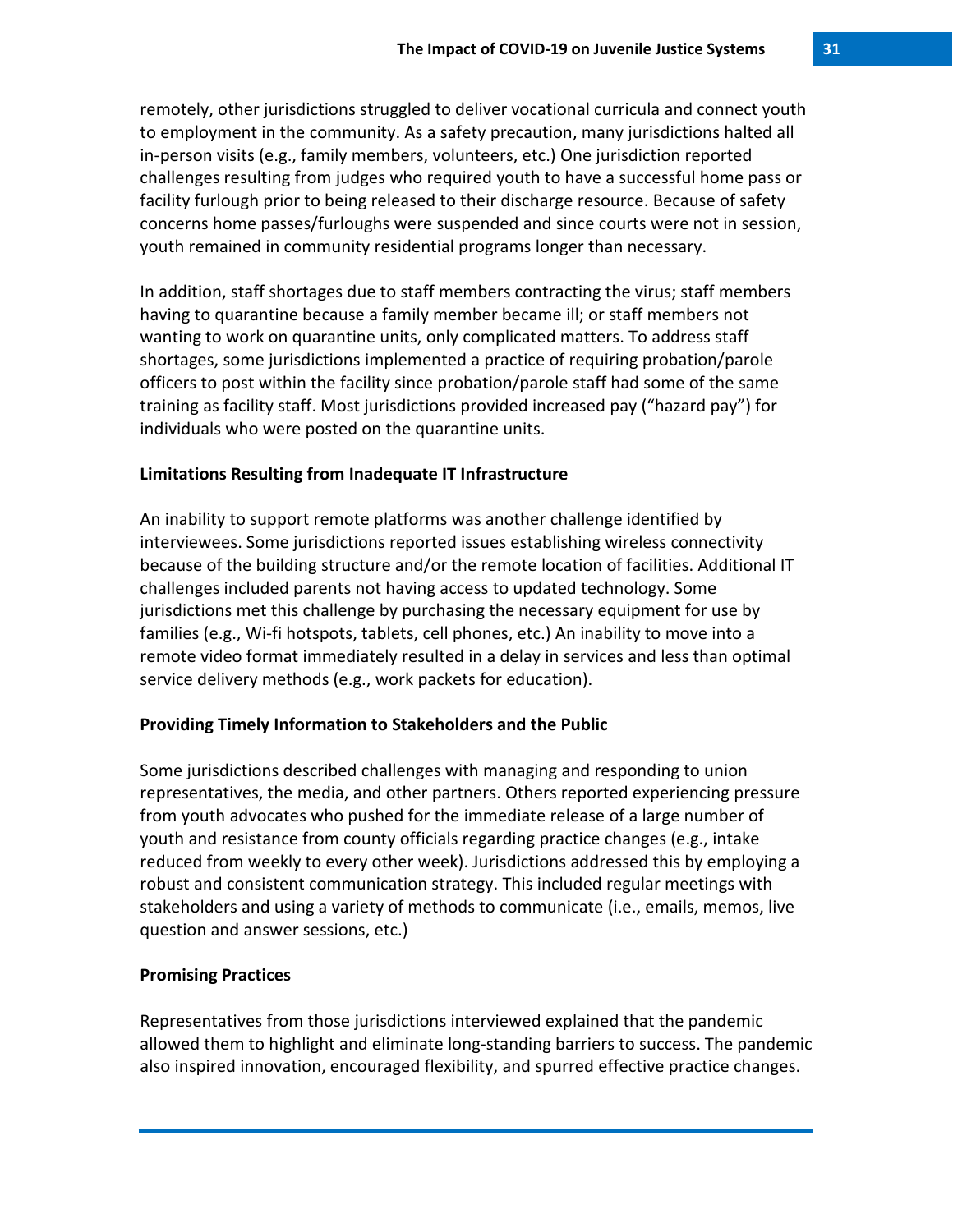remotely, other jurisdictions struggled to deliver vocational curricula and connect youth to employment in the community. As a safety precaution, many jurisdictions halted all in-person visits (e.g., family members, volunteers, etc.) One jurisdiction reported challenges resulting from judges who required youth to have a successful home pass or facility furlough prior to being released to their discharge resource. Because of safety concerns home passes/furloughs were suspended and since courts were not in session, youth remained in community residential programs longer than necessary.

In addition, staff shortages due to staff members contracting the virus; staff members having to quarantine because a family member became ill; or staff members not wanting to work on quarantine units, only complicated matters. To address staff shortages, some jurisdictions implemented a practice of requiring probation/parole officers to post within the facility since probation/parole staff had some of the same training as facility staff. Most jurisdictions provided increased pay ("hazard pay") for individuals who were posted on the quarantine units.

**Limitations Resulting from Inadequate IT Infrastructure**

An inability to support remote platforms was another challenge identified by interviewees. Some jurisdictions reported issues establishing wireless connectivity because of the building structure and/or the remote location of facilities. Additional IT challenges included parents not having access to updated technology. Some jurisdictions met this challenge by purchasing the necessary equipment for use by families (e.g., Wi-fi hotspots, tablets, cell phones, etc.) An inability to move into a remote video format immediately resulted in a delay in services and less than optimal service delivery methods (e.g., work packets for education).

**Providing Timely Information to Stakeholders and the Public**

Some jurisdictions described challenges with managing and responding to union representatives, the media, and other partners. Others reported experiencing pressure from youth advocates who pushed for the immediate release of a large number of youth and resistance from county officials regarding practice changes (e.g., intake reduced from weekly to every other week). Jurisdictions addressed this by employing a robust and consistent communication strategy. This included regular meetings with stakeholders and using a variety of methods to communicate (i.e., emails, memos, live question and answer sessions, etc.)

**Promising Practices**

Representatives from those jurisdictions interviewed explained that the pandemic allowed them to highlight and eliminate long-standing barriers to success. The pandemic also inspired innovation, encouraged flexibility, and spurred effective practice changes.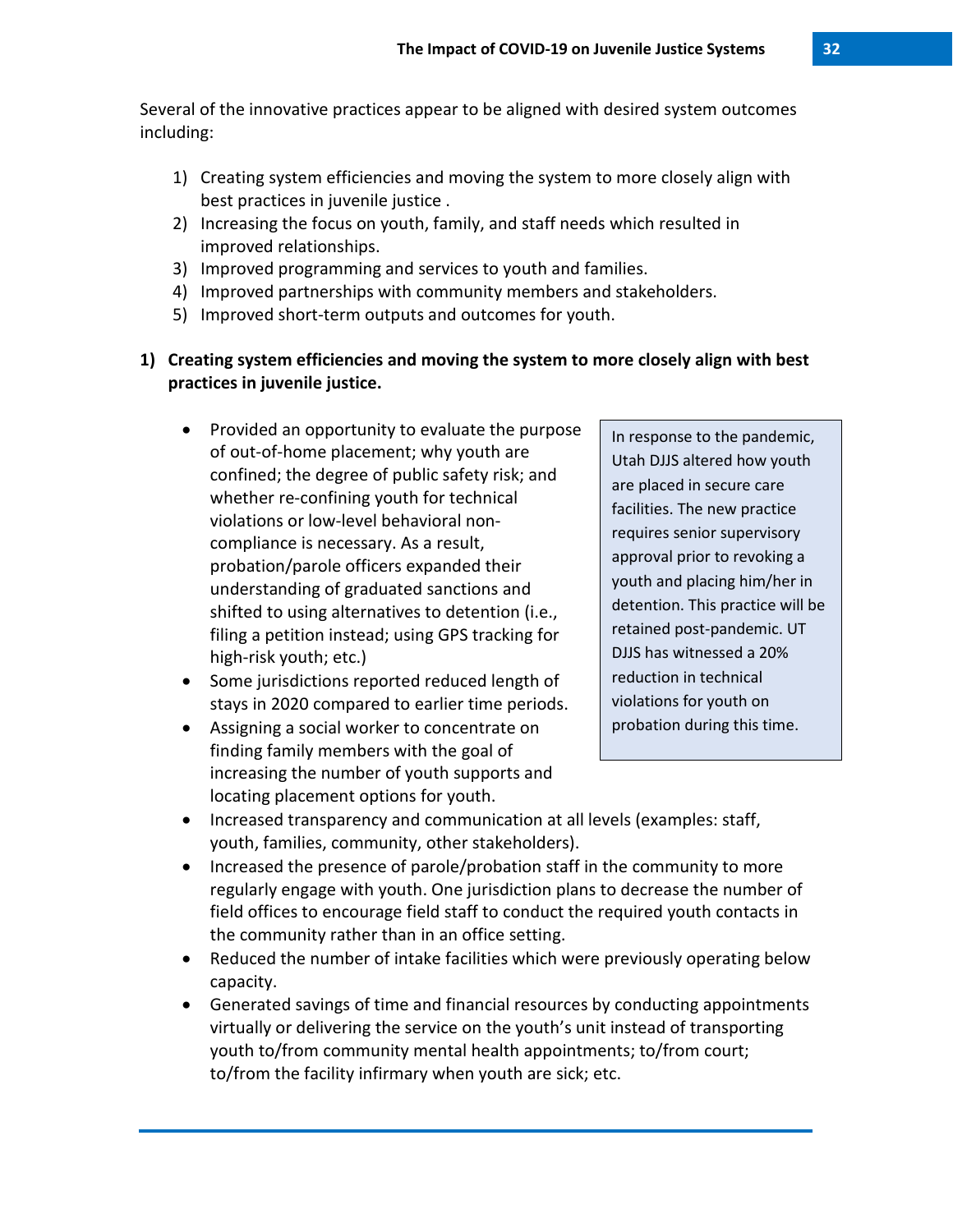Several of the innovative practices appear to be aligned with desired system outcomes including:

1) Creating system efficiencies and moving the system to more closely align with best practices in juvenile justice .
2) Increasing the focus on youth, family, and staff needs which resulted in improved relationships.
3) Improved programming and services to youth and families.
4) Improved partnerships with community members and stakeholders.
5) Improved short-term outputs and outcomes for youth.

**1) Creating system efficiencies and moving the system to more closely align with best practices in juvenile justice.**

> In response to the pandemic, Utah DJJS altered how youth are placed in secure care facilities. The new practice requires senior supervisory approval prior to revoking a youth and placing him/her in detention. This practice will be retained post-pandemic. UT DJJS has witnessed a 20% reduction in technical violations for youth on probation during this time.

- Provided an opportunity to evaluate the purpose of out-of-home placement; why youth are confined; the degree of public safety risk; and whether re-confining youth for technical violations or low-level behavioral non-compliance is necessary. As a result, probation/parole officers expanded their understanding of graduated sanctions and shifted to using alternatives to detention (i.e., filing a petition instead; using GPS tracking for high-risk youth; etc.)
- Some jurisdictions reported reduced length of stays in 2020 compared to earlier time periods.
- Assigning a social worker to concentrate on finding family members with the goal of increasing the number of youth supports and locating placement options for youth.
- Increased transparency and communication at all levels (examples: staff, youth, families, community, other stakeholders).
- Increased the presence of parole/probation staff in the community to more regularly engage with youth. One jurisdiction plans to decrease the number of field offices to encourage field staff to conduct the required youth contacts in the community rather than in an office setting.
- Reduced the number of intake facilities which were previously operating below capacity.
- Generated savings of time and financial resources by conducting appointments virtually or delivering the service on the youth's unit instead of transporting youth to/from community mental health appointments; to/from court; to/from the facility infirmary when youth are sick; etc.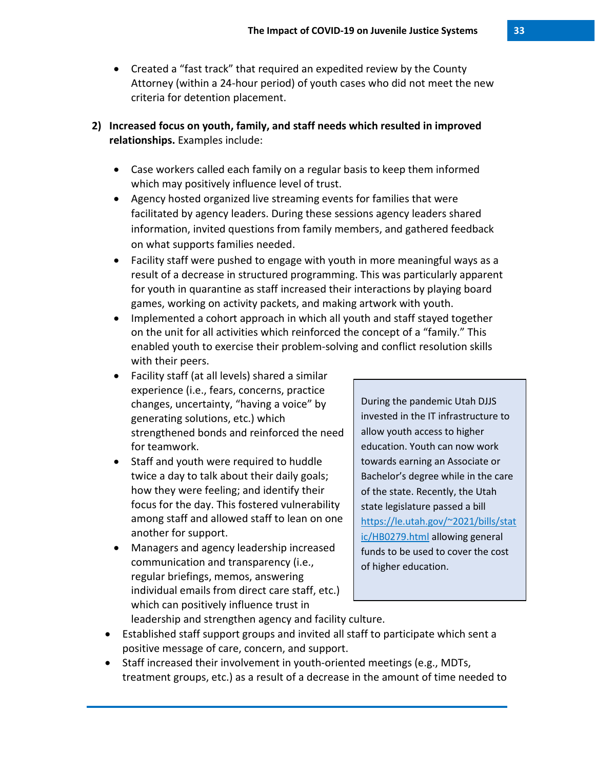- Created a "fast track" that required an expedited review by the County Attorney (within a 24-hour period) of youth cases who did not meet the new criteria for detention placement.

2) **Increased focus on youth, family, and staff needs which resulted in improved relationships.** Examples include:

   - Case workers called each family on a regular basis to keep them informed which may positively influence level of trust.
   - Agency hosted organized live streaming events for families that were facilitated by agency leaders. During these sessions agency leaders shared information, invited questions from family members, and gathered feedback on what supports families needed.
   - Facility staff were pushed to engage with youth in more meaningful ways as a result of a decrease in structured programming. This was particularly apparent for youth in quarantine as staff increased their interactions by playing board games, working on activity packets, and making artwork with youth.
   - Implemented a cohort approach in which all youth and staff stayed together on the unit for all activities which reinforced the concept of a "family." This enabled youth to exercise their problem-solving and conflict resolution skills with their peers.
   - Facility staff (at all levels) shared a similar experience (i.e., fears, concerns, practice changes, uncertainty, "having a voice" by generating solutions, etc.) which strengthened bonds and reinforced the need for teamwork.
   - Staff and youth were required to huddle twice a day to talk about their daily goals; how they were feeling; and identify their focus for the day. This fostered vulnerability among staff and allowed staff to lean on one another for support.
   - Managers and agency leadership increased communication and transparency (i.e., regular briefings, memos, answering individual emails from direct care staff, etc.) which can positively influence trust in leadership and strengthen agency and facility culture.

> During the pandemic Utah DJJS invested in the IT infrastructure to allow youth access to higher education. Youth can now work towards earning an Associate or Bachelor's degree while in the care of the state. Recently, the Utah state legislature passed a bill https://le.utah.gov/~2021/bills/static/HB0279.html allowing general funds to be used to cover the cost of higher education.

- Established staff support groups and invited all staff to participate which sent a positive message of care, concern, and support.
- Staff increased their involvement in youth-oriented meetings (e.g., MDTs, treatment groups, etc.) as a result of a decrease in the amount of time needed to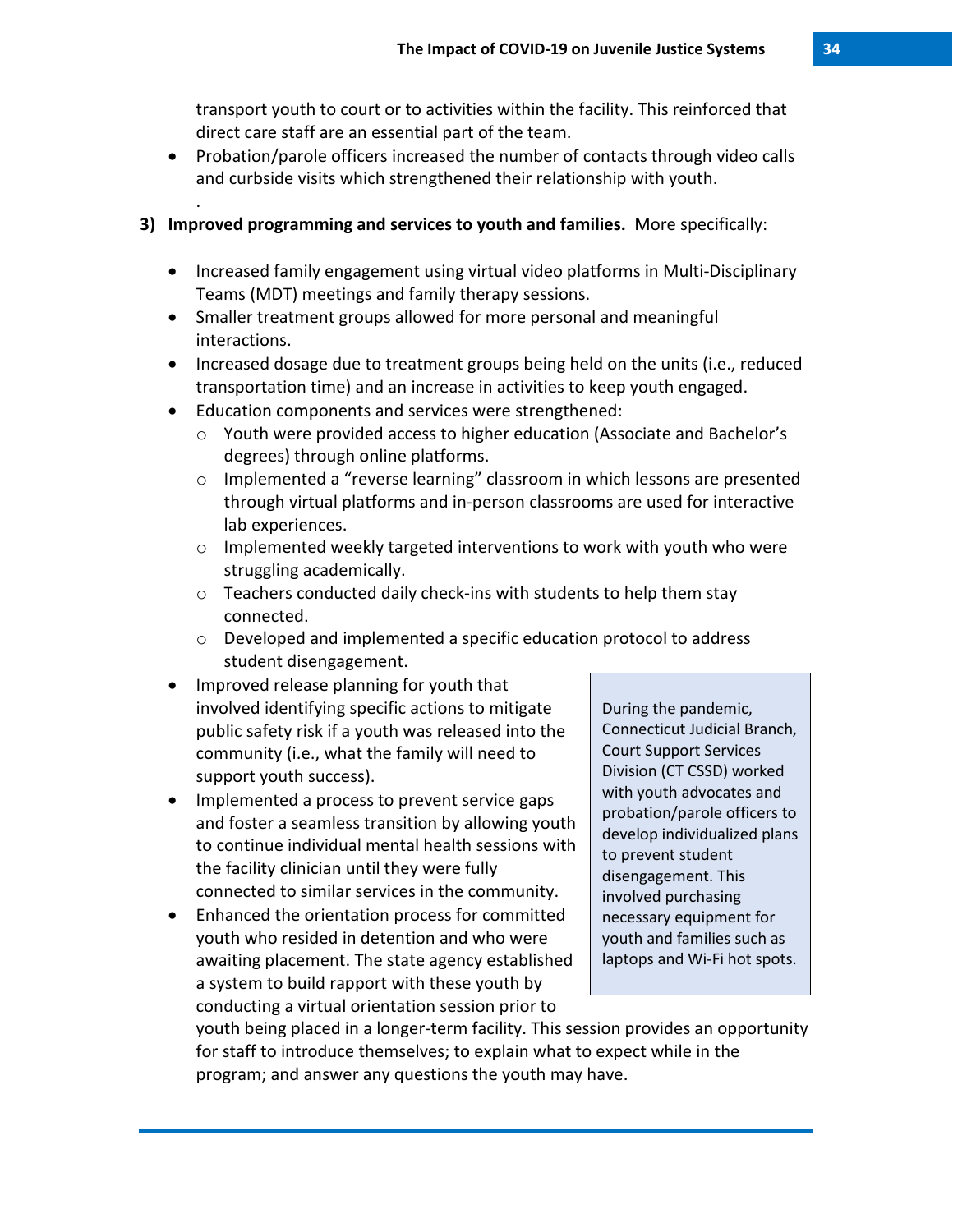transport youth to court or to activities within the facility. This reinforced that direct care staff are an essential part of the team.

- Probation/parole officers increased the number of contacts through video calls and curbside visits which strengthened their relationship with youth.

3) **Improved programming and services to youth and families.** More specifically:

- Increased family engagement using virtual video platforms in Multi-Disciplinary Teams (MDT) meetings and family therapy sessions.
- Smaller treatment groups allowed for more personal and meaningful interactions.
- Increased dosage due to treatment groups being held on the units (i.e., reduced transportation time) and an increase in activities to keep youth engaged.
- Education components and services were strengthened:
  - Youth were provided access to higher education (Associate and Bachelor's degrees) through online platforms.
  - Implemented a "reverse learning" classroom in which lessons are presented through virtual platforms and in-person classrooms are used for interactive lab experiences.
  - Implemented weekly targeted interventions to work with youth who were struggling academically.
  - Teachers conducted daily check-ins with students to help them stay connected.
  - Developed and implemented a specific education protocol to address student disengagement.
- Improved release planning for youth that involved identifying specific actions to mitigate public safety risk if a youth was released into the community (i.e., what the family will need to support youth success).
- Implemented a process to prevent service gaps and foster a seamless transition by allowing youth to continue individual mental health sessions with the facility clinician until they were fully connected to similar services in the community.
- Enhanced the orientation process for committed youth who resided in detention and who were awaiting placement. The state agency established a system to build rapport with these youth by conducting a virtual orientation session prior to youth being placed in a longer-term facility. This session provides an opportunity for staff to introduce themselves; to explain what to expect while in the program; and answer any questions the youth may have.

> During the pandemic, Connecticut Judicial Branch, Court Support Services Division (CT CSSD) worked with youth advocates and probation/parole officers to develop individualized plans to prevent student disengagement. This involved purchasing necessary equipment for youth and families such as laptops and Wi-Fi hot spots.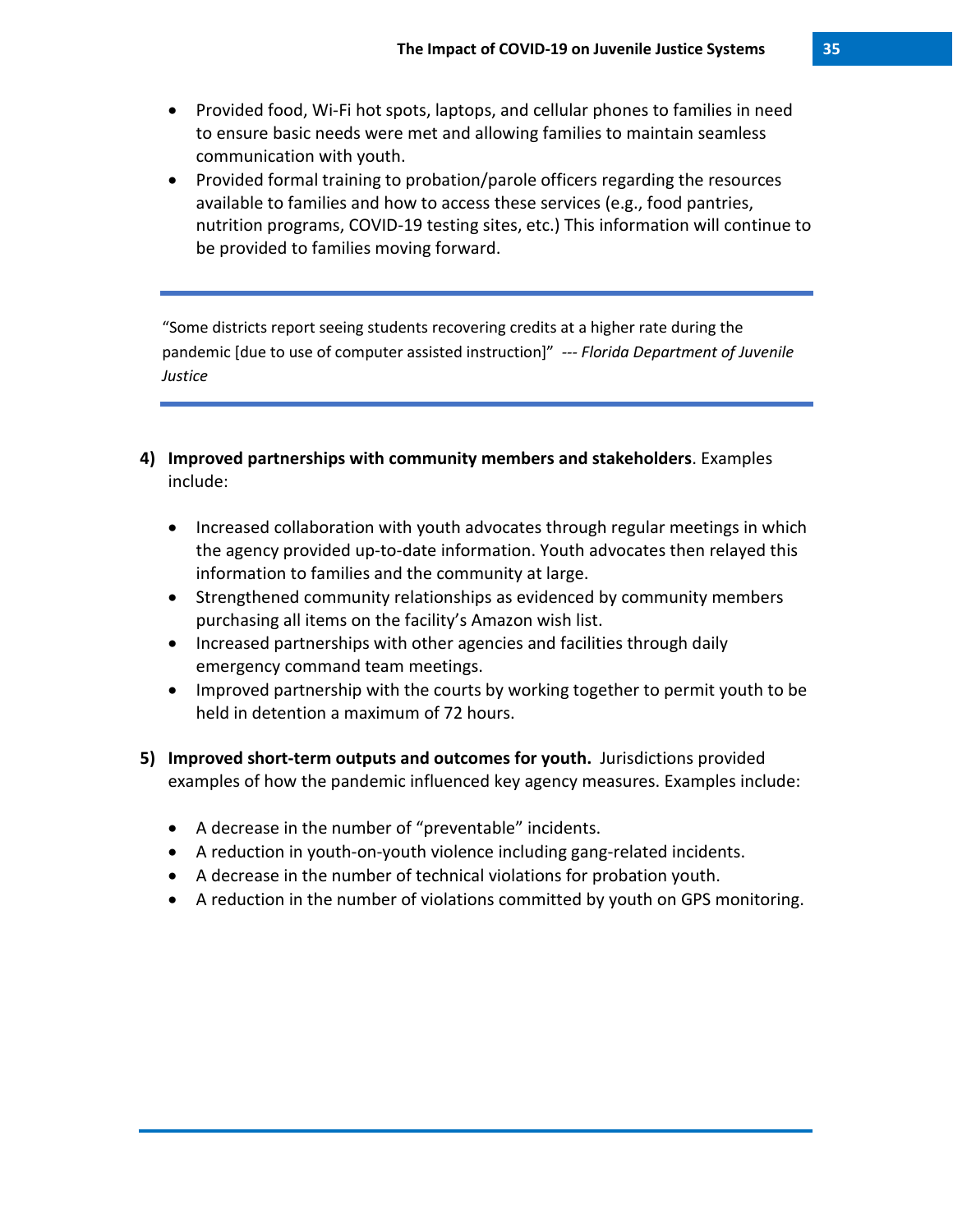- Provided food, Wi-Fi hot spots, laptops, and cellular phones to families in need to ensure basic needs were met and allowing families to maintain seamless communication with youth.
- Provided formal training to probation/parole officers regarding the resources available to families and how to access these services (e.g., food pantries, nutrition programs, COVID-19 testing sites, etc.) This information will continue to be provided to families moving forward.

---

"Some districts report seeing students recovering credits at a higher rate during the pandemic [due to use of computer assisted instruction]" --- *Florida Department of Juvenile Justice*

---

4) **Improved partnerships with community members and stakeholders**. Examples include:

   - Increased collaboration with youth advocates through regular meetings in which the agency provided up-to-date information. Youth advocates then relayed this information to families and the community at large.
   - Strengthened community relationships as evidenced by community members purchasing all items on the facility's Amazon wish list.
   - Increased partnerships with other agencies and facilities through daily emergency command team meetings.
   - Improved partnership with the courts by working together to permit youth to be held in detention a maximum of 72 hours.

5) **Improved short-term outputs and outcomes for youth.** Jurisdictions provided examples of how the pandemic influenced key agency measures. Examples include:

   - A decrease in the number of "preventable" incidents.
   - A reduction in youth-on-youth violence including gang-related incidents.
   - A decrease in the number of technical violations for probation youth.
   - A reduction in the number of violations committed by youth on GPS monitoring.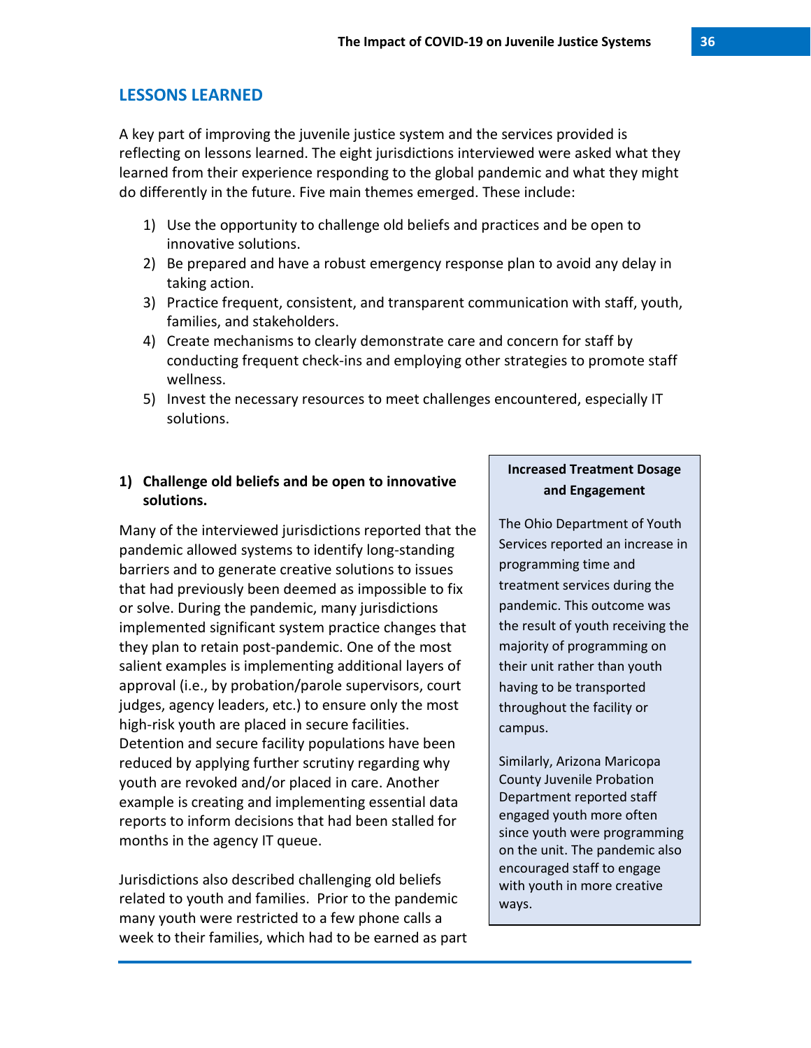## LESSONS LEARNED

A key part of improving the juvenile justice system and the services provided is reflecting on lessons learned. The eight jurisdictions interviewed were asked what they learned from their experience responding to the global pandemic and what they might do differently in the future. Five main themes emerged. These include:

1) Use the opportunity to challenge old beliefs and practices and be open to innovative solutions.
2) Be prepared and have a robust emergency response plan to avoid any delay in taking action.
3) Practice frequent, consistent, and transparent communication with staff, youth, families, and stakeholders.
4) Create mechanisms to clearly demonstrate care and concern for staff by conducting frequent check-ins and employing other strategies to promote staff wellness.
5) Invest the necessary resources to meet challenges encountered, especially IT solutions.

### 1) Challenge old beliefs and be open to innovative solutions.

Many of the interviewed jurisdictions reported that the pandemic allowed systems to identify long-standing barriers and to generate creative solutions to issues that had previously been deemed as impossible to fix or solve. During the pandemic, many jurisdictions implemented significant system practice changes that they plan to retain post-pandemic. One of the most salient examples is implementing additional layers of approval (i.e., by probation/parole supervisors, court judges, agency leaders, etc.) to ensure only the most high-risk youth are placed in secure facilities. Detention and secure facility populations have been reduced by applying further scrutiny regarding why youth are revoked and/or placed in care. Another example is creating and implementing essential data reports to inform decisions that had been stalled for months in the agency IT queue.

Jurisdictions also described challenging old beliefs related to youth and families. Prior to the pandemic many youth were restricted to a few phone calls a week to their families, which had to be earned as part

**Increased Treatment Dosage and Engagement**

The Ohio Department of Youth Services reported an increase in programming time and treatment services during the pandemic. This outcome was the result of youth receiving the majority of programming on their unit rather than youth having to be transported throughout the facility or campus.

Similarly, Arizona Maricopa County Juvenile Probation Department reported staff engaged youth more often since youth were programming on the unit. The pandemic also encouraged staff to engage with youth in more creative ways.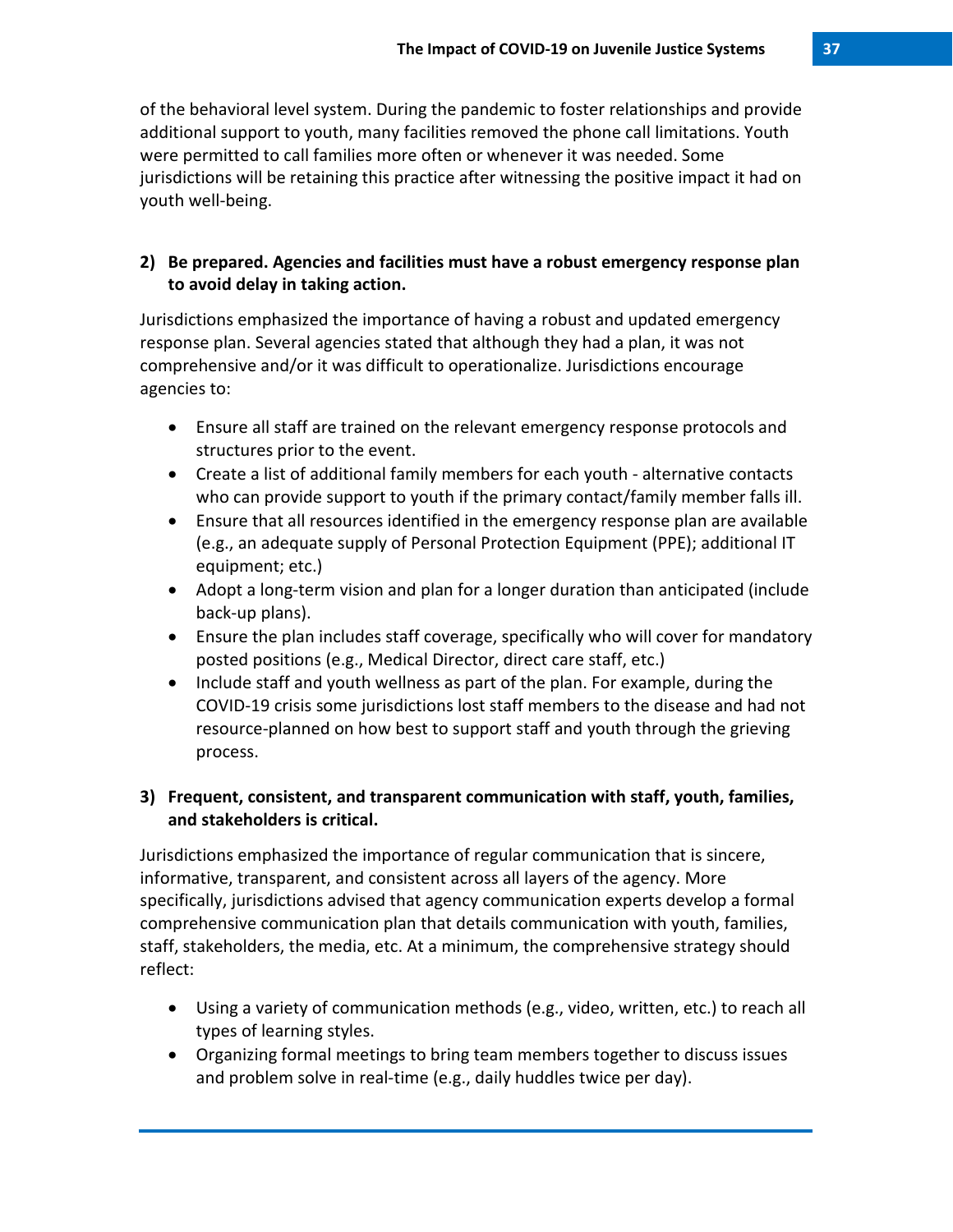of the behavioral level system. During the pandemic to foster relationships and provide additional support to youth, many facilities removed the phone call limitations. Youth were permitted to call families more often or whenever it was needed. Some jurisdictions will be retaining this practice after witnessing the positive impact it had on youth well-being.

**2) Be prepared. Agencies and facilities must have a robust emergency response plan to avoid delay in taking action.**

Jurisdictions emphasized the importance of having a robust and updated emergency response plan. Several agencies stated that although they had a plan, it was not comprehensive and/or it was difficult to operationalize. Jurisdictions encourage agencies to:

- Ensure all staff are trained on the relevant emergency response protocols and structures prior to the event.
- Create a list of additional family members for each youth - alternative contacts who can provide support to youth if the primary contact/family member falls ill.
- Ensure that all resources identified in the emergency response plan are available (e.g., an adequate supply of Personal Protection Equipment (PPE); additional IT equipment; etc.)
- Adopt a long-term vision and plan for a longer duration than anticipated (include back-up plans).
- Ensure the plan includes staff coverage, specifically who will cover for mandatory posted positions (e.g., Medical Director, direct care staff, etc.)
- Include staff and youth wellness as part of the plan. For example, during the COVID-19 crisis some jurisdictions lost staff members to the disease and had not resource-planned on how best to support staff and youth through the grieving process.

**3) Frequent, consistent, and transparent communication with staff, youth, families, and stakeholders is critical.**

Jurisdictions emphasized the importance of regular communication that is sincere, informative, transparent, and consistent across all layers of the agency. More specifically, jurisdictions advised that agency communication experts develop a formal comprehensive communication plan that details communication with youth, families, staff, stakeholders, the media, etc. At a minimum, the comprehensive strategy should reflect:

- Using a variety of communication methods (e.g., video, written, etc.) to reach all types of learning styles.
- Organizing formal meetings to bring team members together to discuss issues and problem solve in real-time (e.g., daily huddles twice per day).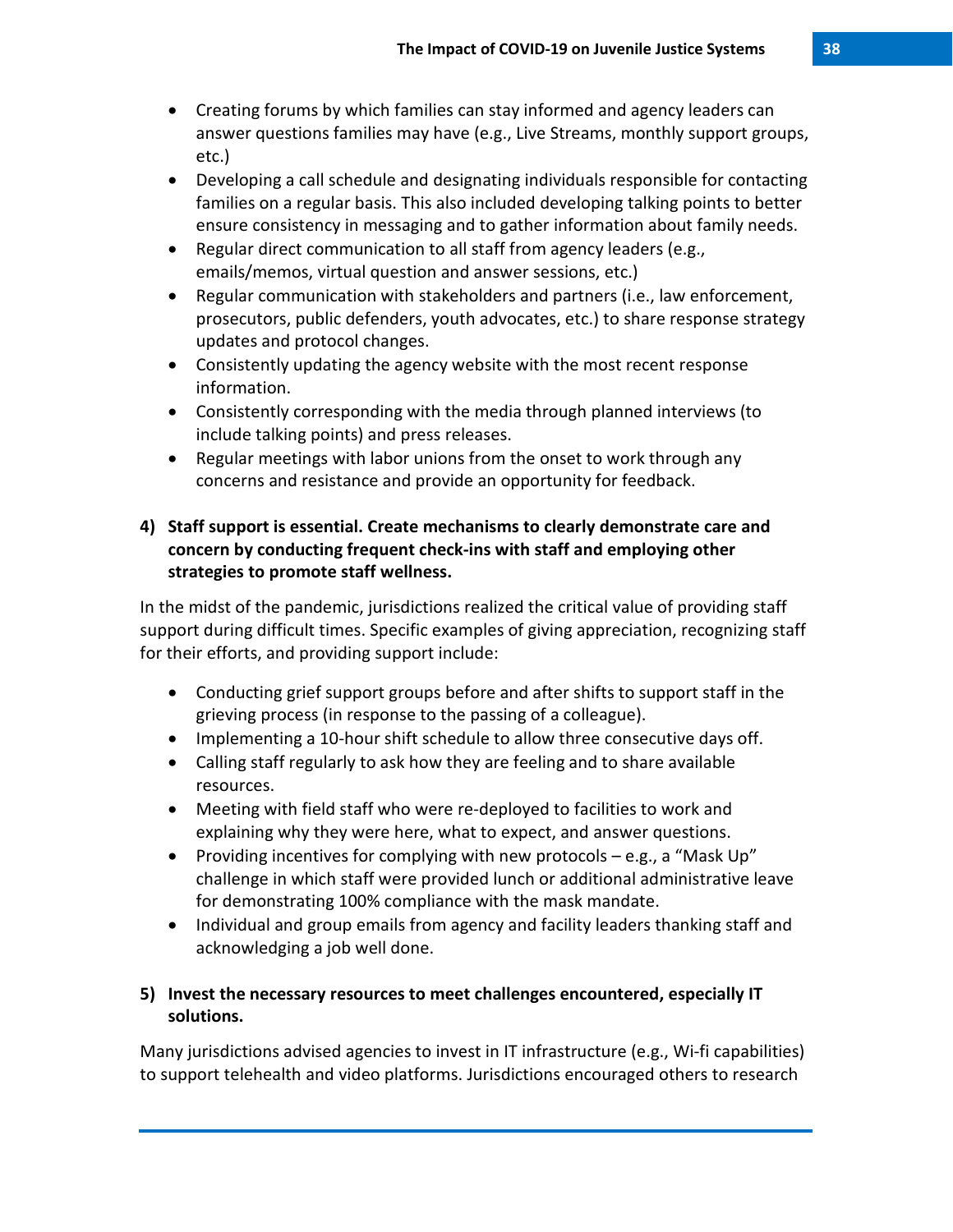- Creating forums by which families can stay informed and agency leaders can answer questions families may have (e.g., Live Streams, monthly support groups, etc.)
- Developing a call schedule and designating individuals responsible for contacting families on a regular basis. This also included developing talking points to better ensure consistency in messaging and to gather information about family needs.
- Regular direct communication to all staff from agency leaders (e.g., emails/memos, virtual question and answer sessions, etc.)
- Regular communication with stakeholders and partners (i.e., law enforcement, prosecutors, public defenders, youth advocates, etc.) to share response strategy updates and protocol changes.
- Consistently updating the agency website with the most recent response information.
- Consistently corresponding with the media through planned interviews (to include talking points) and press releases.
- Regular meetings with labor unions from the onset to work through any concerns and resistance and provide an opportunity for feedback.

**4) Staff support is essential. Create mechanisms to clearly demonstrate care and concern by conducting frequent check-ins with staff and employing other strategies to promote staff wellness.**

In the midst of the pandemic, jurisdictions realized the critical value of providing staff support during difficult times. Specific examples of giving appreciation, recognizing staff for their efforts, and providing support include:

- Conducting grief support groups before and after shifts to support staff in the grieving process (in response to the passing of a colleague).
- Implementing a 10-hour shift schedule to allow three consecutive days off.
- Calling staff regularly to ask how they are feeling and to share available resources.
- Meeting with field staff who were re-deployed to facilities to work and explaining why they were here, what to expect, and answer questions.
- Providing incentives for complying with new protocols – e.g., a "Mask Up" challenge in which staff were provided lunch or additional administrative leave for demonstrating 100% compliance with the mask mandate.
- Individual and group emails from agency and facility leaders thanking staff and acknowledging a job well done.

**5) Invest the necessary resources to meet challenges encountered, especially IT solutions.**

Many jurisdictions advised agencies to invest in IT infrastructure (e.g., Wi-fi capabilities) to support telehealth and video platforms. Jurisdictions encouraged others to research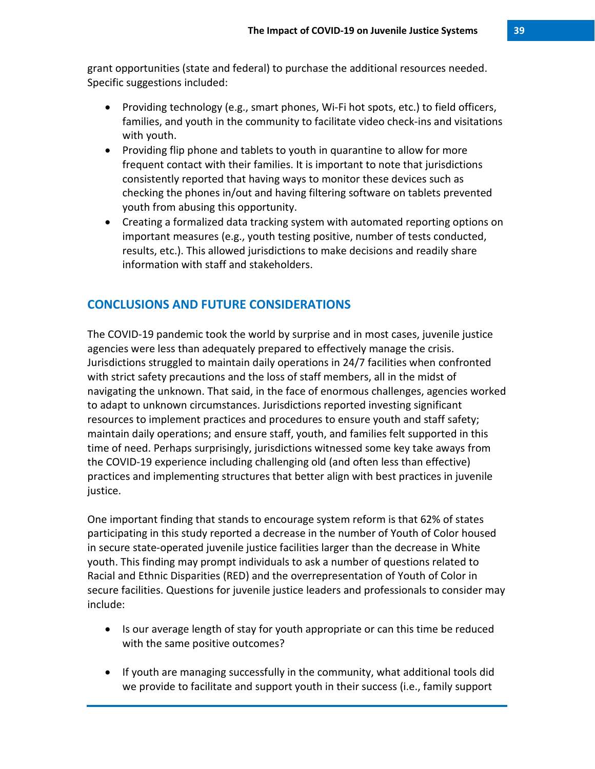grant opportunities (state and federal) to purchase the additional resources needed. Specific suggestions included:

- Providing technology (e.g., smart phones, Wi-Fi hot spots, etc.) to field officers, families, and youth in the community to facilitate video check-ins and visitations with youth.
- Providing flip phone and tablets to youth in quarantine to allow for more frequent contact with their families. It is important to note that jurisdictions consistently reported that having ways to monitor these devices such as checking the phones in/out and having filtering software on tablets prevented youth from abusing this opportunity.
- Creating a formalized data tracking system with automated reporting options on important measures (e.g., youth testing positive, number of tests conducted, results, etc.). This allowed jurisdictions to make decisions and readily share information with staff and stakeholders.

## CONCLUSIONS AND FUTURE CONSIDERATIONS

The COVID-19 pandemic took the world by surprise and in most cases, juvenile justice agencies were less than adequately prepared to effectively manage the crisis. Jurisdictions struggled to maintain daily operations in 24/7 facilities when confronted with strict safety precautions and the loss of staff members, all in the midst of navigating the unknown. That said, in the face of enormous challenges, agencies worked to adapt to unknown circumstances. Jurisdictions reported investing significant resources to implement practices and procedures to ensure youth and staff safety; maintain daily operations; and ensure staff, youth, and families felt supported in this time of need. Perhaps surprisingly, jurisdictions witnessed some key take aways from the COVID-19 experience including challenging old (and often less than effective) practices and implementing structures that better align with best practices in juvenile justice.

One important finding that stands to encourage system reform is that 62% of states participating in this study reported a decrease in the number of Youth of Color housed in secure state-operated juvenile justice facilities larger than the decrease in White youth. This finding may prompt individuals to ask a number of questions related to Racial and Ethnic Disparities (RED) and the overrepresentation of Youth of Color in secure facilities. Questions for juvenile justice leaders and professionals to consider may include:

- Is our average length of stay for youth appropriate or can this time be reduced with the same positive outcomes?

- If youth are managing successfully in the community, what additional tools did we provide to facilitate and support youth in their success (i.e., family support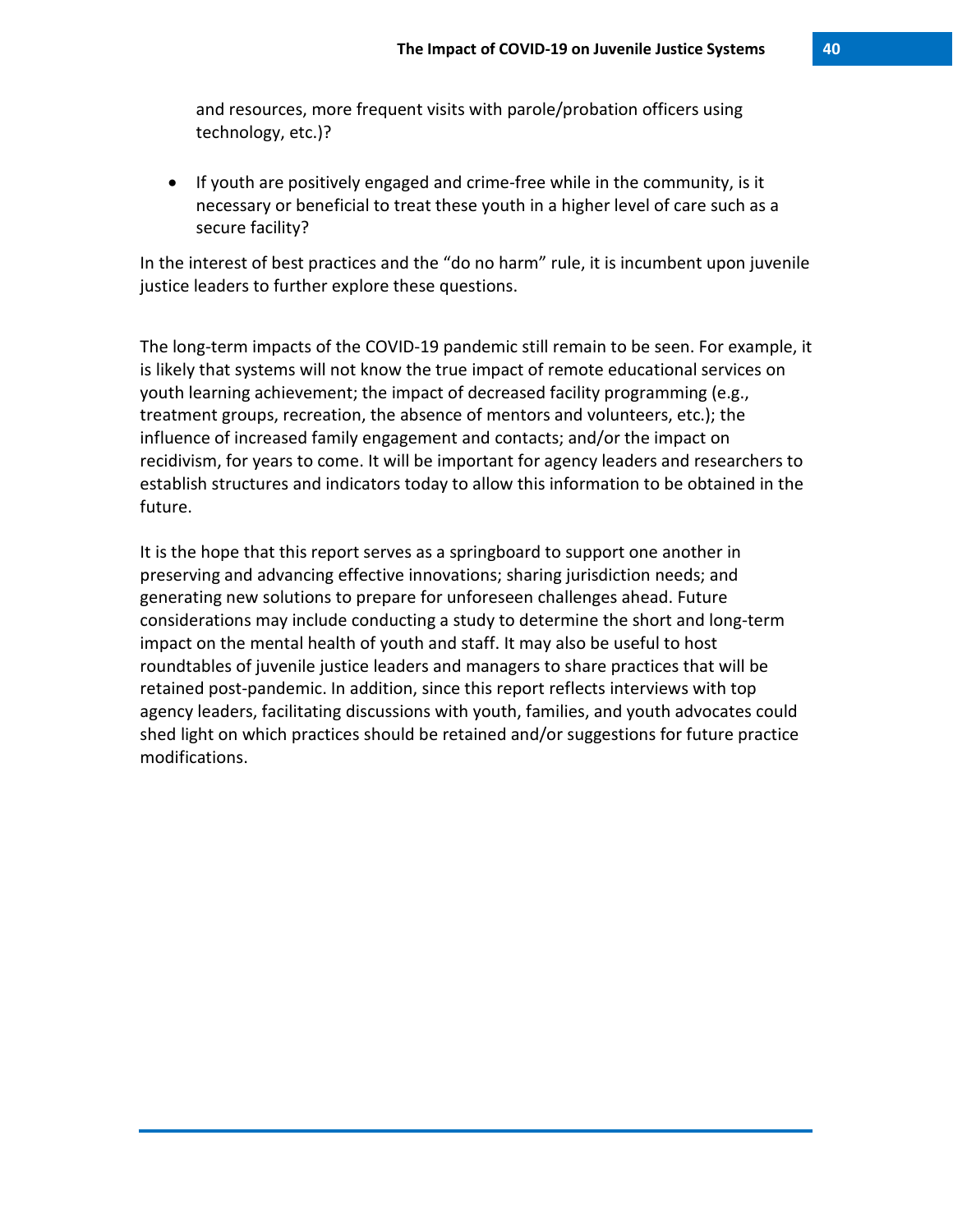and resources, more frequent visits with parole/probation officers using technology, etc.)?

- If youth are positively engaged and crime-free while in the community, is it necessary or beneficial to treat these youth in a higher level of care such as a secure facility?

In the interest of best practices and the "do no harm" rule, it is incumbent upon juvenile justice leaders to further explore these questions.

The long-term impacts of the COVID-19 pandemic still remain to be seen. For example, it is likely that systems will not know the true impact of remote educational services on youth learning achievement; the impact of decreased facility programming (e.g., treatment groups, recreation, the absence of mentors and volunteers, etc.); the influence of increased family engagement and contacts; and/or the impact on recidivism, for years to come. It will be important for agency leaders and researchers to establish structures and indicators today to allow this information to be obtained in the future.

It is the hope that this report serves as a springboard to support one another in preserving and advancing effective innovations; sharing jurisdiction needs; and generating new solutions to prepare for unforeseen challenges ahead. Future considerations may include conducting a study to determine the short and long-term impact on the mental health of youth and staff. It may also be useful to host roundtables of juvenile justice leaders and managers to share practices that will be retained post-pandemic. In addition, since this report reflects interviews with top agency leaders, facilitating discussions with youth, families, and youth advocates could shed light on which practices should be retained and/or suggestions for future practice modifications.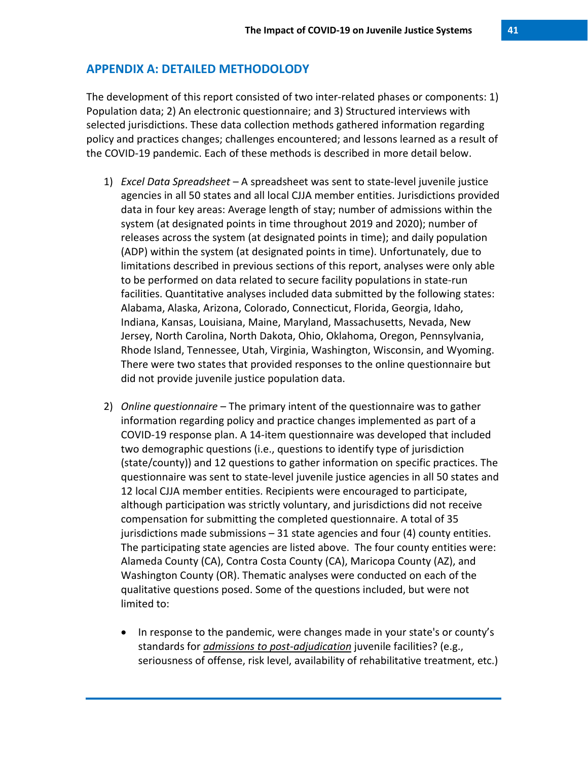## APPENDIX A: DETAILED METHODOLODY

The development of this report consisted of two inter-related phases or components: 1) Population data; 2) An electronic questionnaire; and 3) Structured interviews with selected jurisdictions. These data collection methods gathered information regarding policy and practices changes; challenges encountered; and lessons learned as a result of the COVID-19 pandemic. Each of these methods is described in more detail below.

1) *Excel Data Spreadsheet* – A spreadsheet was sent to state-level juvenile justice agencies in all 50 states and all local CJJA member entities. Jurisdictions provided data in four key areas: Average length of stay; number of admissions within the system (at designated points in time throughout 2019 and 2020); number of releases across the system (at designated points in time); and daily population (ADP) within the system (at designated points in time). Unfortunately, due to limitations described in previous sections of this report, analyses were only able to be performed on data related to secure facility populations in state-run facilities. Quantitative analyses included data submitted by the following states: Alabama, Alaska, Arizona, Colorado, Connecticut, Florida, Georgia, Idaho, Indiana, Kansas, Louisiana, Maine, Maryland, Massachusetts, Nevada, New Jersey, North Carolina, North Dakota, Ohio, Oklahoma, Oregon, Pennsylvania, Rhode Island, Tennessee, Utah, Virginia, Washington, Wisconsin, and Wyoming. There were two states that provided responses to the online questionnaire but did not provide juvenile justice population data.

2) *Online questionnaire* – The primary intent of the questionnaire was to gather information regarding policy and practice changes implemented as part of a COVID-19 response plan. A 14-item questionnaire was developed that included two demographic questions (i.e., questions to identify type of jurisdiction (state/county)) and 12 questions to gather information on specific practices. The questionnaire was sent to state-level juvenile justice agencies in all 50 states and 12 local CJJA member entities. Recipients were encouraged to participate, although participation was strictly voluntary, and jurisdictions did not receive compensation for submitting the completed questionnaire. A total of 35 jurisdictions made submissions – 31 state agencies and four (4) county entities. The participating state agencies are listed above. The four county entities were: Alameda County (CA), Contra Costa County (CA), Maricopa County (AZ), and Washington County (OR). Thematic analyses were conducted on each of the qualitative questions posed. Some of the questions included, but were not limited to:

   - In response to the pandemic, were changes made in your state's or county's standards for ***admissions to post-adjudication*** juvenile facilities? (e.g., seriousness of offense, risk level, availability of rehabilitative treatment, etc.)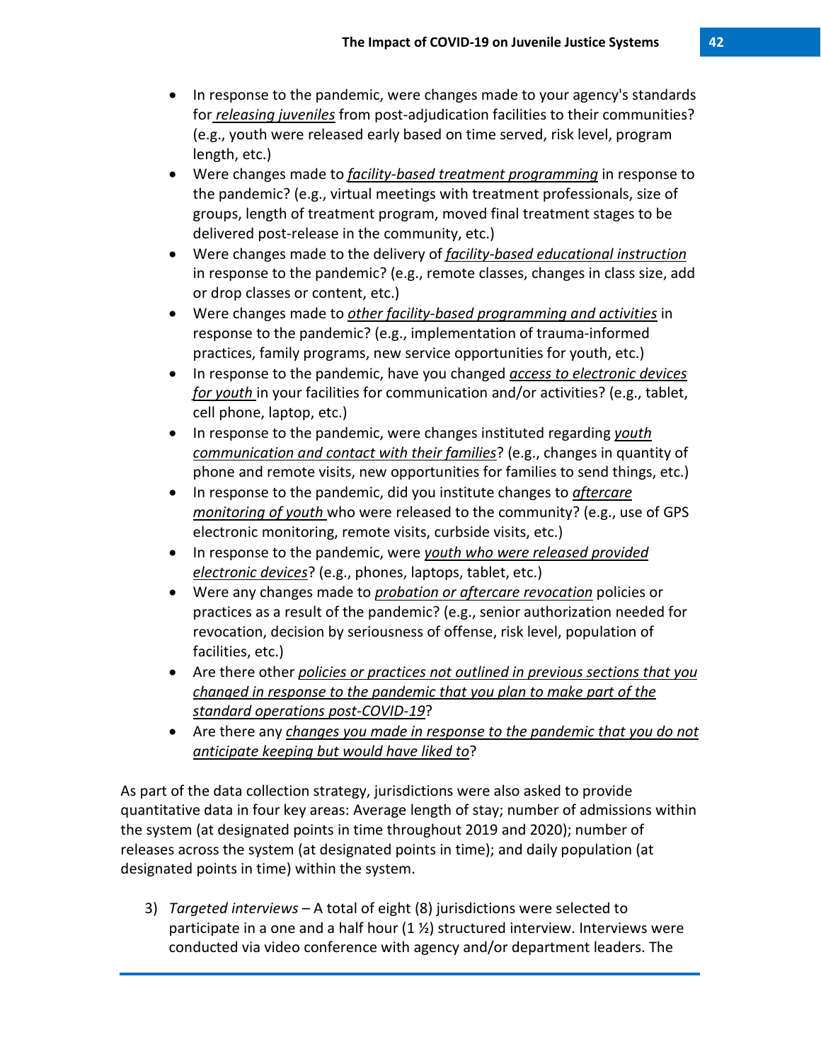- In response to the pandemic, were changes made to your agency's standards for *releasing juveniles* from post-adjudication facilities to their communities? (e.g., youth were released early based on time served, risk level, program length, etc.)
- Were changes made to *facility-based treatment programming* in response to the pandemic? (e.g., virtual meetings with treatment professionals, size of groups, length of treatment program, moved final treatment stages to be delivered post-release in the community, etc.)
- Were changes made to the delivery of *facility-based educational instruction* in response to the pandemic? (e.g., remote classes, changes in class size, add or drop classes or content, etc.)
- Were changes made to *other facility-based programming and activities* in response to the pandemic? (e.g., implementation of trauma-informed practices, family programs, new service opportunities for youth, etc.)
- In response to the pandemic, have you changed *access to electronic devices for youth* in your facilities for communication and/or activities? (e.g., tablet, cell phone, laptop, etc.)
- In response to the pandemic, were changes instituted regarding *youth communication and contact with their families*? (e.g., changes in quantity of phone and remote visits, new opportunities for families to send things, etc.)
- In response to the pandemic, did you institute changes to *aftercare monitoring of youth* who were released to the community? (e.g., use of GPS electronic monitoring, remote visits, curbside visits, etc.)
- In response to the pandemic, were *youth who were released provided electronic devices*? (e.g., phones, laptops, tablet, etc.)
- Were any changes made to *probation or aftercare revocation* policies or practices as a result of the pandemic? (e.g., senior authorization needed for revocation, decision by seriousness of offense, risk level, population of facilities, etc.)
- Are there other *policies or practices not outlined in previous sections that you changed in response to the pandemic that you plan to make part of the standard operations post-COVID-19*?
- Are there any *changes you made in response to the pandemic that you do not anticipate keeping but would have liked to*?

As part of the data collection strategy, jurisdictions were also asked to provide quantitative data in four key areas: Average length of stay; number of admissions within the system (at designated points in time throughout 2019 and 2020); number of releases across the system (at designated points in time); and daily population (at designated points in time) within the system.

3) *Targeted interviews* – A total of eight (8) jurisdictions were selected to participate in a one and a half hour (1 ½) structured interview. Interviews were conducted via video conference with agency and/or department leaders. The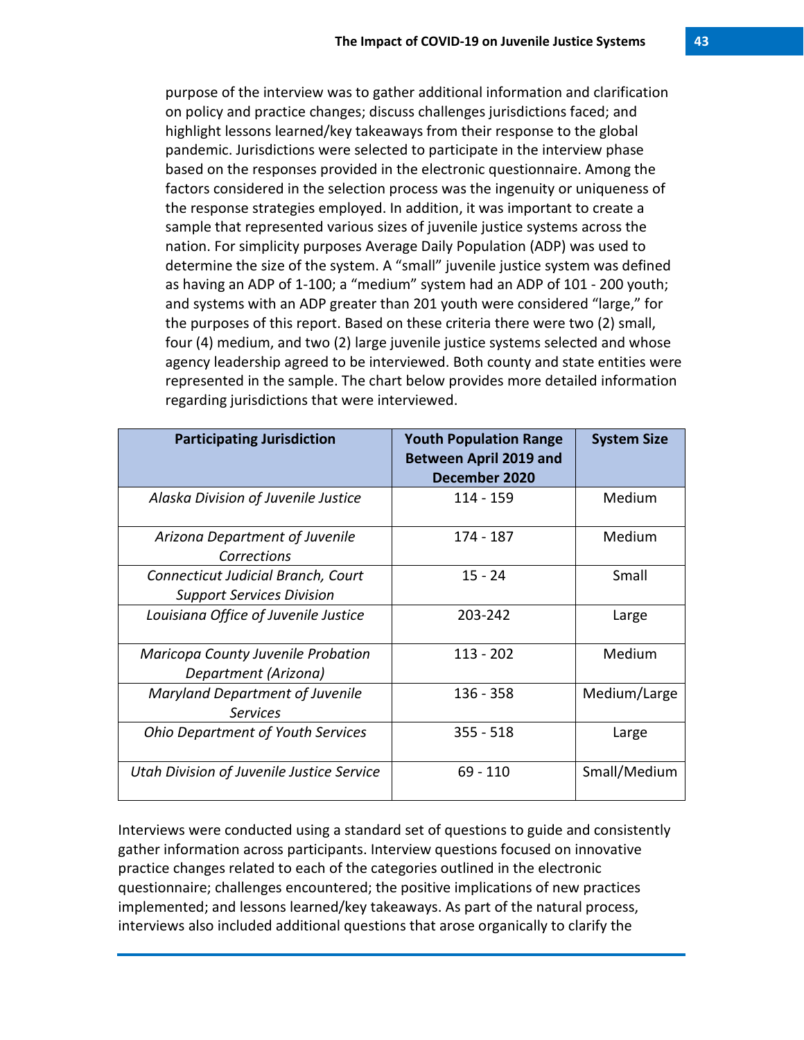purpose of the interview was to gather additional information and clarification on policy and practice changes; discuss challenges jurisdictions faced; and highlight lessons learned/key takeaways from their response to the global pandemic. Jurisdictions were selected to participate in the interview phase based on the responses provided in the electronic questionnaire. Among the factors considered in the selection process was the ingenuity or uniqueness of the response strategies employed. In addition, it was important to create a sample that represented various sizes of juvenile justice systems across the nation. For simplicity purposes Average Daily Population (ADP) was used to determine the size of the system. A "small" juvenile justice system was defined as having an ADP of 1-100; a "medium" system had an ADP of 101 - 200 youth; and systems with an ADP greater than 201 youth were considered "large," for the purposes of this report. Based on these criteria there were two (2) small, four (4) medium, and two (2) large juvenile justice systems selected and whose agency leadership agreed to be interviewed. Both county and state entities were represented in the sample. The chart below provides more detailed information regarding jurisdictions that were interviewed.

| Participating Jurisdiction | Youth Population Range Between April 2019 and December 2020 | System Size |
|---|---|---|
| *Alaska Division of Juvenile Justice* | 114 - 159 | Medium |
| *Arizona Department of Juvenile Corrections* | 174 - 187 | Medium |
| *Connecticut Judicial Branch, Court Support Services Division* | 15 - 24 | Small |
| *Louisiana Office of Juvenile Justice* | 203-242 | Large |
| *Maricopa County Juvenile Probation Department (Arizona)* | 113 - 202 | Medium |
| *Maryland Department of Juvenile Services* | 136 - 358 | Medium/Large |
| *Ohio Department of Youth Services* | 355 - 518 | Large |
| *Utah Division of Juvenile Justice Service* | 69 - 110 | Small/Medium |

Interviews were conducted using a standard set of questions to guide and consistently gather information across participants. Interview questions focused on innovative practice changes related to each of the categories outlined in the electronic questionnaire; challenges encountered; the positive implications of new practices implemented; and lessons learned/key takeaways. As part of the natural process, interviews also included additional questions that arose organically to clarify the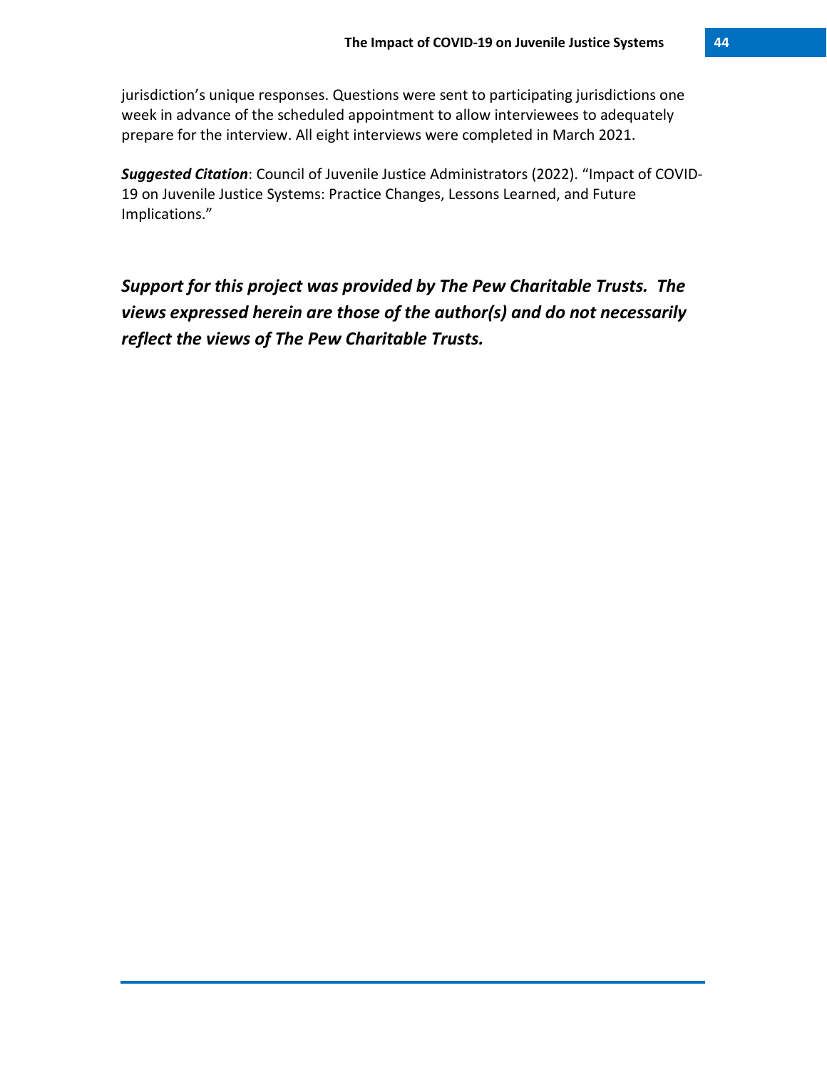jurisdiction's unique responses. Questions were sent to participating jurisdictions one week in advance of the scheduled appointment to allow interviewees to adequately prepare for the interview. All eight interviews were completed in March 2021.

***Suggested Citation***: Council of Juvenile Justice Administrators (2022). "Impact of COVID-19 on Juvenile Justice Systems: Practice Changes, Lessons Learned, and Future Implications."

***Support for this project was provided by The Pew Charitable Trusts. The views expressed herein are those of the author(s) and do not necessarily reflect the views of The Pew Charitable Trusts.***